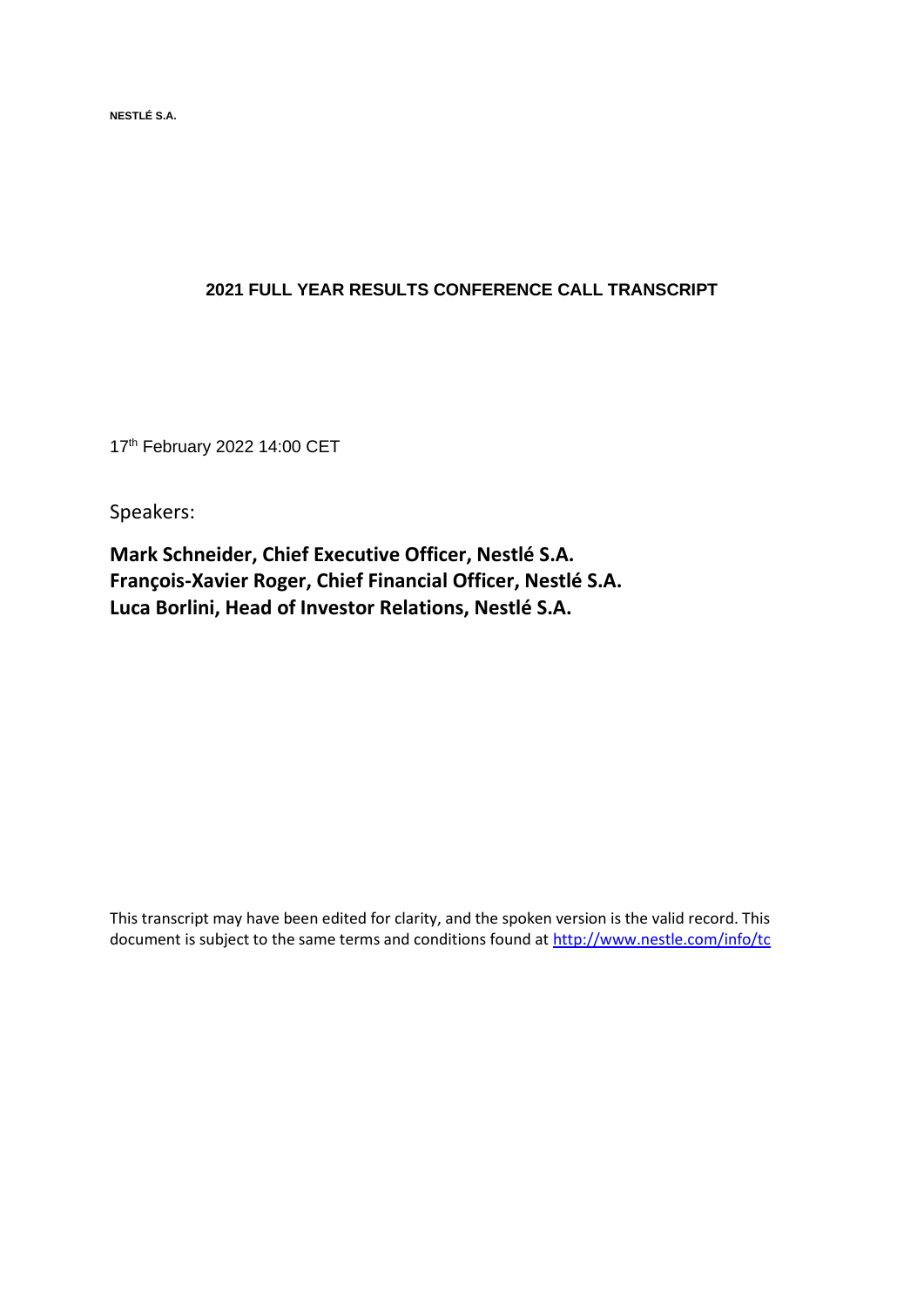**NESTLÉ S.A.**

# 2021 FULL YEAR RESULTS CONFERENCE CALL TRANSCRIPT

17th February 2022 14:00 CET

Speakers:

**Mark Schneider, Chief Executive Officer, Nestlé S.A.**
**François-Xavier Roger, Chief Financial Officer, Nestlé S.A.**
**Luca Borlini, Head of Investor Relations, Nestlé S.A.**

This transcript may have been edited for clarity, and the spoken version is the valid record. This document is subject to the same terms and conditions found at http://www.nestle.com/info/tc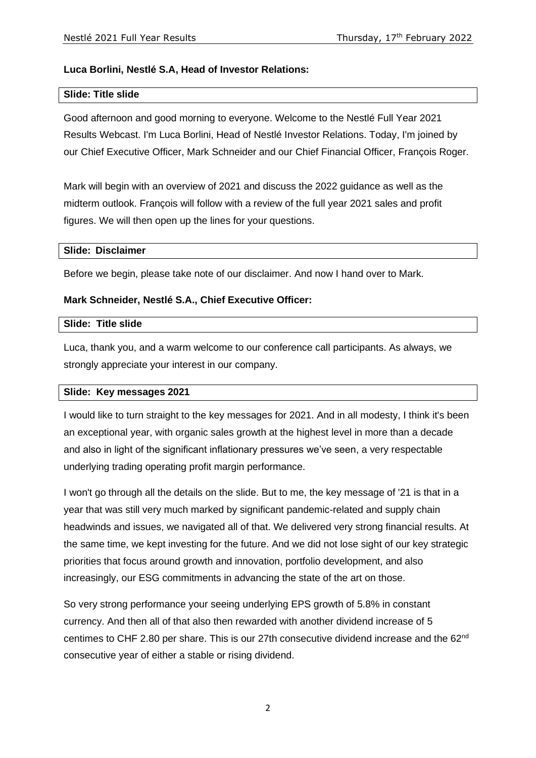**Luca Borlini, Nestlé S.A, Head of Investor Relations:**

**Slide: Title slide**

Good afternoon and good morning to everyone. Welcome to the Nestlé Full Year 2021 Results Webcast. I'm Luca Borlini, Head of Nestlé Investor Relations. Today, I'm joined by our Chief Executive Officer, Mark Schneider and our Chief Financial Officer, François Roger.

Mark will begin with an overview of 2021 and discuss the 2022 guidance as well as the midterm outlook. François will follow with a review of the full year 2021 sales and profit figures. We will then open up the lines for your questions.

**Slide: Disclaimer**

Before we begin, please take note of our disclaimer. And now I hand over to Mark.

**Mark Schneider, Nestlé S.A., Chief Executive Officer:**

**Slide: Title slide**

Luca, thank you, and a warm welcome to our conference call participants. As always, we strongly appreciate your interest in our company.

**Slide: Key messages 2021**

I would like to turn straight to the key messages for 2021. And in all modesty, I think it's been an exceptional year, with organic sales growth at the highest level in more than a decade and also in light of the significant inflationary pressures we've seen, a very respectable underlying trading operating profit margin performance.

I won't go through all the details on the slide. But to me, the key message of '21 is that in a year that was still very much marked by significant pandemic-related and supply chain headwinds and issues, we navigated all of that. We delivered very strong financial results. At the same time, we kept investing for the future. And we did not lose sight of our key strategic priorities that focus around growth and innovation, portfolio development, and also increasingly, our ESG commitments in advancing the state of the art on those.

So very strong performance your seeing underlying EPS growth of 5.8% in constant currency. And then all of that also then rewarded with another dividend increase of 5 centimes to CHF 2.80 per share. This is our 27th consecutive dividend increase and the 62nd consecutive year of either a stable or rising dividend.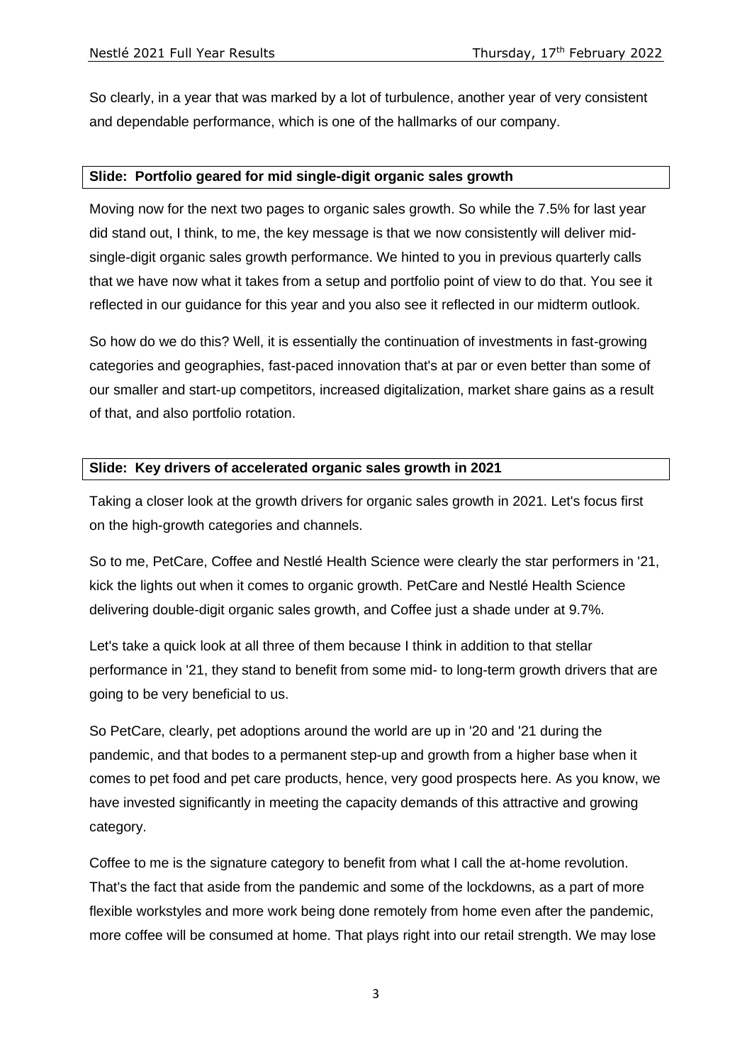So clearly, in a year that was marked by a lot of turbulence, another year of very consistent and dependable performance, which is one of the hallmarks of our company.

**Slide: Portfolio geared for mid single-digit organic sales growth**

Moving now for the next two pages to organic sales growth. So while the 7.5% for last year did stand out, I think, to me, the key message is that we now consistently will deliver mid-single-digit organic sales growth performance. We hinted to you in previous quarterly calls that we have now what it takes from a setup and portfolio point of view to do that. You see it reflected in our guidance for this year and you also see it reflected in our midterm outlook.

So how do we do this? Well, it is essentially the continuation of investments in fast-growing categories and geographies, fast-paced innovation that's at par or even better than some of our smaller and start-up competitors, increased digitalization, market share gains as a result of that, and also portfolio rotation.

**Slide: Key drivers of accelerated organic sales growth in 2021**

Taking a closer look at the growth drivers for organic sales growth in 2021. Let's focus first on the high-growth categories and channels.

So to me, PetCare, Coffee and Nestlé Health Science were clearly the star performers in '21, kick the lights out when it comes to organic growth. PetCare and Nestlé Health Science delivering double-digit organic sales growth, and Coffee just a shade under at 9.7%.

Let's take a quick look at all three of them because I think in addition to that stellar performance in '21, they stand to benefit from some mid- to long-term growth drivers that are going to be very beneficial to us.

So PetCare, clearly, pet adoptions around the world are up in '20 and '21 during the pandemic, and that bodes to a permanent step-up and growth from a higher base when it comes to pet food and pet care products, hence, very good prospects here. As you know, we have invested significantly in meeting the capacity demands of this attractive and growing category.

Coffee to me is the signature category to benefit from what I call the at-home revolution. That's the fact that aside from the pandemic and some of the lockdowns, as a part of more flexible workstyles and more work being done remotely from home even after the pandemic, more coffee will be consumed at home. That plays right into our retail strength. We may lose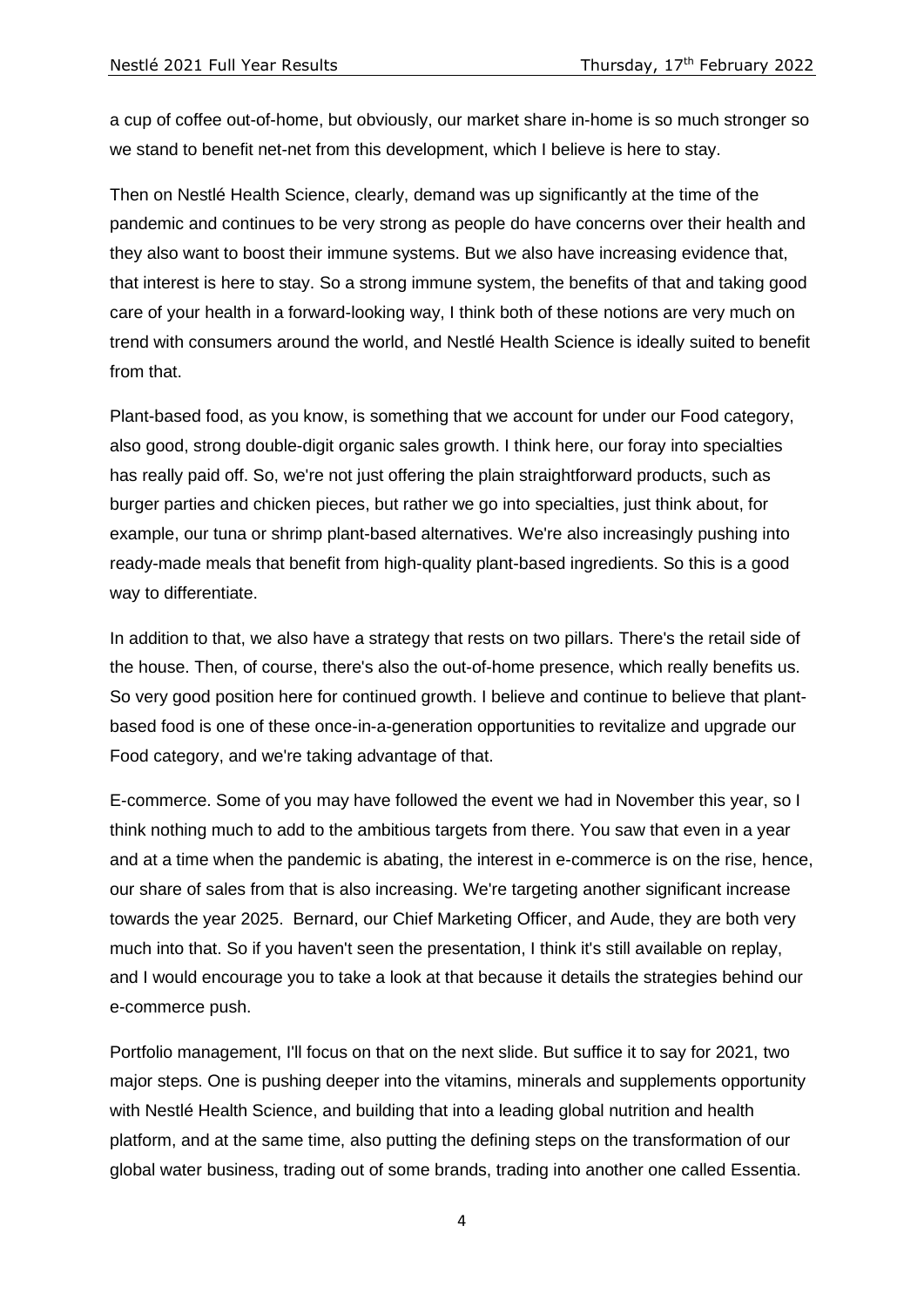a cup of coffee out-of-home, but obviously, our market share in-home is so much stronger so we stand to benefit net-net from this development, which I believe is here to stay.

Then on Nestlé Health Science, clearly, demand was up significantly at the time of the pandemic and continues to be very strong as people do have concerns over their health and they also want to boost their immune systems. But we also have increasing evidence that, that interest is here to stay. So a strong immune system, the benefits of that and taking good care of your health in a forward-looking way, I think both of these notions are very much on trend with consumers around the world, and Nestlé Health Science is ideally suited to benefit from that.

Plant-based food, as you know, is something that we account for under our Food category, also good, strong double-digit organic sales growth. I think here, our foray into specialties has really paid off. So, we're not just offering the plain straightforward products, such as burger parties and chicken pieces, but rather we go into specialties, just think about, for example, our tuna or shrimp plant-based alternatives. We're also increasingly pushing into ready-made meals that benefit from high-quality plant-based ingredients. So this is a good way to differentiate.

In addition to that, we also have a strategy that rests on two pillars. There's the retail side of the house. Then, of course, there's also the out-of-home presence, which really benefits us. So very good position here for continued growth. I believe and continue to believe that plant-based food is one of these once-in-a-generation opportunities to revitalize and upgrade our Food category, and we're taking advantage of that.

E-commerce. Some of you may have followed the event we had in November this year, so I think nothing much to add to the ambitious targets from there. You saw that even in a year and at a time when the pandemic is abating, the interest in e-commerce is on the rise, hence, our share of sales from that is also increasing. We're targeting another significant increase towards the year 2025. Bernard, our Chief Marketing Officer, and Aude, they are both very much into that. So if you haven't seen the presentation, I think it's still available on replay, and I would encourage you to take a look at that because it details the strategies behind our e-commerce push.

Portfolio management, I'll focus on that on the next slide. But suffice it to say for 2021, two major steps. One is pushing deeper into the vitamins, minerals and supplements opportunity with Nestlé Health Science, and building that into a leading global nutrition and health platform, and at the same time, also putting the defining steps on the transformation of our global water business, trading out of some brands, trading into another one called Essentia.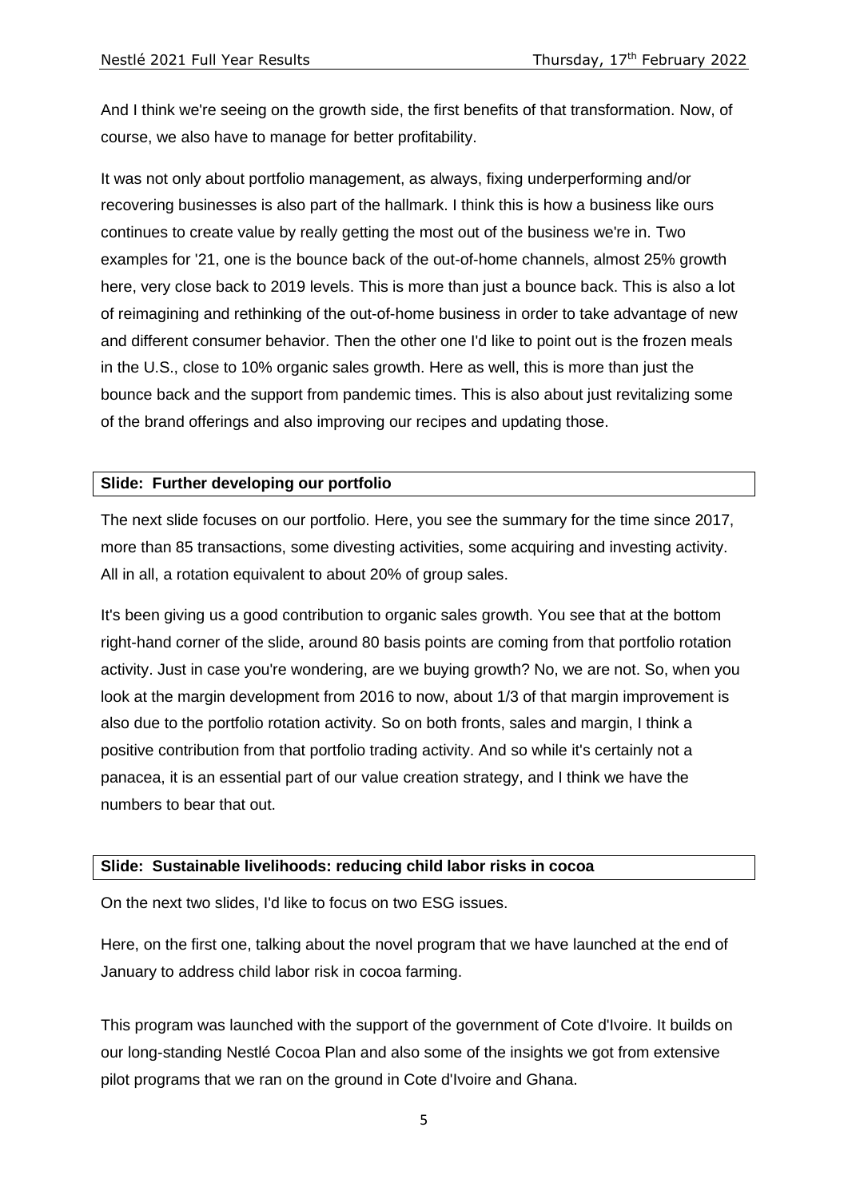And I think we're seeing on the growth side, the first benefits of that transformation. Now, of course, we also have to manage for better profitability.

It was not only about portfolio management, as always, fixing underperforming and/or recovering businesses is also part of the hallmark. I think this is how a business like ours continues to create value by really getting the most out of the business we're in. Two examples for '21, one is the bounce back of the out-of-home channels, almost 25% growth here, very close back to 2019 levels. This is more than just a bounce back. This is also a lot of reimagining and rethinking of the out-of-home business in order to take advantage of new and different consumer behavior. Then the other one I'd like to point out is the frozen meals in the U.S., close to 10% organic sales growth. Here as well, this is more than just the bounce back and the support from pandemic times. This is also about just revitalizing some of the brand offerings and also improving our recipes and updating those.

**Slide: Further developing our portfolio**

The next slide focuses on our portfolio. Here, you see the summary for the time since 2017, more than 85 transactions, some divesting activities, some acquiring and investing activity. All in all, a rotation equivalent to about 20% of group sales.

It's been giving us a good contribution to organic sales growth. You see that at the bottom right-hand corner of the slide, around 80 basis points are coming from that portfolio rotation activity. Just in case you're wondering, are we buying growth? No, we are not. So, when you look at the margin development from 2016 to now, about 1/3 of that margin improvement is also due to the portfolio rotation activity. So on both fronts, sales and margin, I think a positive contribution from that portfolio trading activity. And so while it's certainly not a panacea, it is an essential part of our value creation strategy, and I think we have the numbers to bear that out.

**Slide: Sustainable livelihoods: reducing child labor risks in cocoa**

On the next two slides, I'd like to focus on two ESG issues.

Here, on the first one, talking about the novel program that we have launched at the end of January to address child labor risk in cocoa farming.

This program was launched with the support of the government of Cote d'Ivoire. It builds on our long-standing Nestlé Cocoa Plan and also some of the insights we got from extensive pilot programs that we ran on the ground in Cote d'Ivoire and Ghana.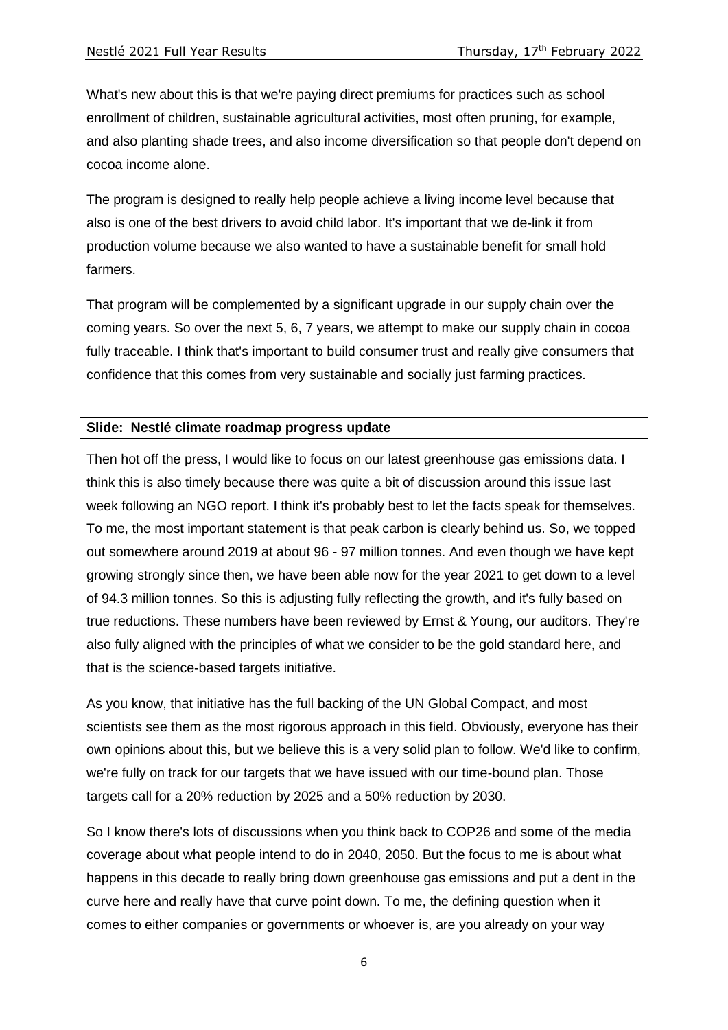What's new about this is that we're paying direct premiums for practices such as school enrollment of children, sustainable agricultural activities, most often pruning, for example, and also planting shade trees, and also income diversification so that people don't depend on cocoa income alone.

The program is designed to really help people achieve a living income level because that also is one of the best drivers to avoid child labor. It's important that we de-link it from production volume because we also wanted to have a sustainable benefit for small hold farmers.

That program will be complemented by a significant upgrade in our supply chain over the coming years. So over the next 5, 6, 7 years, we attempt to make our supply chain in cocoa fully traceable. I think that's important to build consumer trust and really give consumers that confidence that this comes from very sustainable and socially just farming practices.

**Slide: Nestlé climate roadmap progress update**

Then hot off the press, I would like to focus on our latest greenhouse gas emissions data. I think this is also timely because there was quite a bit of discussion around this issue last week following an NGO report. I think it's probably best to let the facts speak for themselves. To me, the most important statement is that peak carbon is clearly behind us. So, we topped out somewhere around 2019 at about 96 - 97 million tonnes. And even though we have kept growing strongly since then, we have been able now for the year 2021 to get down to a level of 94.3 million tonnes. So this is adjusting fully reflecting the growth, and it's fully based on true reductions. These numbers have been reviewed by Ernst & Young, our auditors. They're also fully aligned with the principles of what we consider to be the gold standard here, and that is the science-based targets initiative.

As you know, that initiative has the full backing of the UN Global Compact, and most scientists see them as the most rigorous approach in this field. Obviously, everyone has their own opinions about this, but we believe this is a very solid plan to follow. We'd like to confirm, we're fully on track for our targets that we have issued with our time-bound plan. Those targets call for a 20% reduction by 2025 and a 50% reduction by 2030.

So I know there's lots of discussions when you think back to COP26 and some of the media coverage about what people intend to do in 2040, 2050. But the focus to me is about what happens in this decade to really bring down greenhouse gas emissions and put a dent in the curve here and really have that curve point down. To me, the defining question when it comes to either companies or governments or whoever is, are you already on your way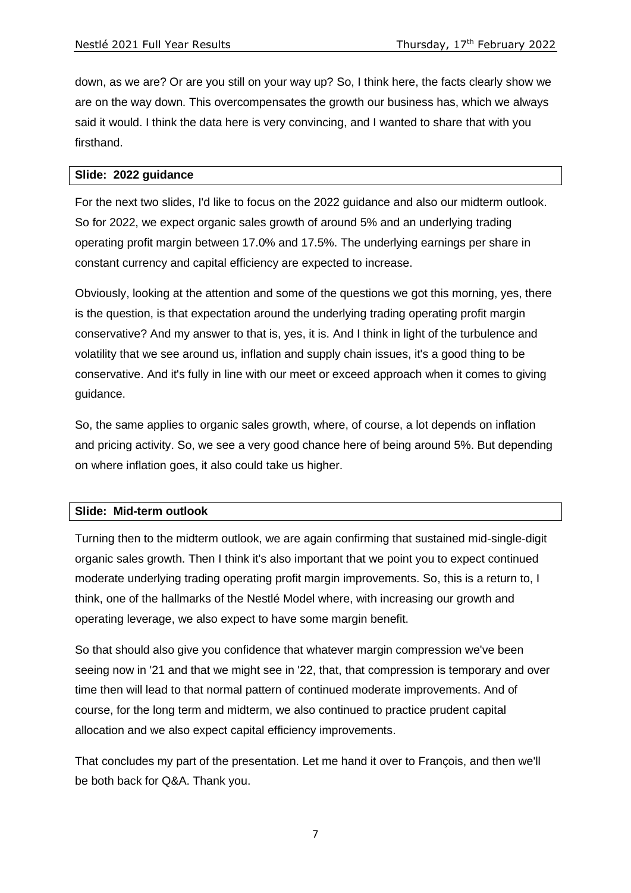down, as we are? Or are you still on your way up? So, I think here, the facts clearly show we are on the way down. This overcompensates the growth our business has, which we always said it would. I think the data here is very convincing, and I wanted to share that with you firsthand.

**Slide: 2022 guidance**

For the next two slides, I'd like to focus on the 2022 guidance and also our midterm outlook. So for 2022, we expect organic sales growth of around 5% and an underlying trading operating profit margin between 17.0% and 17.5%. The underlying earnings per share in constant currency and capital efficiency are expected to increase.

Obviously, looking at the attention and some of the questions we got this morning, yes, there is the question, is that expectation around the underlying trading operating profit margin conservative? And my answer to that is, yes, it is. And I think in light of the turbulence and volatility that we see around us, inflation and supply chain issues, it's a good thing to be conservative. And it's fully in line with our meet or exceed approach when it comes to giving guidance.

So, the same applies to organic sales growth, where, of course, a lot depends on inflation and pricing activity. So, we see a very good chance here of being around 5%. But depending on where inflation goes, it also could take us higher.

**Slide: Mid-term outlook**

Turning then to the midterm outlook, we are again confirming that sustained mid-single-digit organic sales growth. Then I think it's also important that we point you to expect continued moderate underlying trading operating profit margin improvements. So, this is a return to, I think, one of the hallmarks of the Nestlé Model where, with increasing our growth and operating leverage, we also expect to have some margin benefit.

So that should also give you confidence that whatever margin compression we've been seeing now in '21 and that we might see in '22, that, that compression is temporary and over time then will lead to that normal pattern of continued moderate improvements. And of course, for the long term and midterm, we also continued to practice prudent capital allocation and we also expect capital efficiency improvements.

That concludes my part of the presentation. Let me hand it over to François, and then we'll be both back for Q&A. Thank you.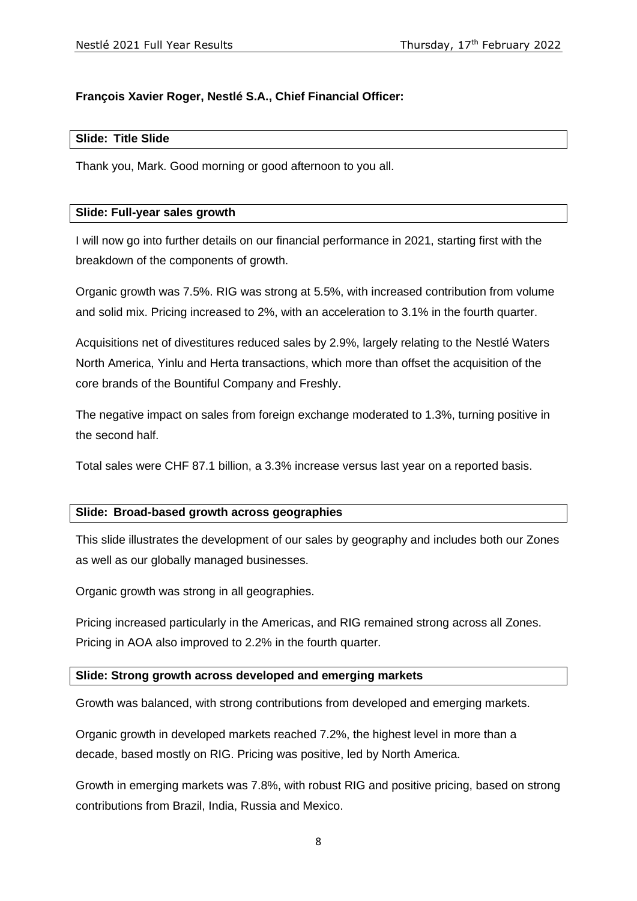**François Xavier Roger, Nestlé S.A., Chief Financial Officer:**

**Slide: Title Slide**

Thank you, Mark. Good morning or good afternoon to you all.

**Slide: Full-year sales growth**

I will now go into further details on our financial performance in 2021, starting first with the breakdown of the components of growth.

Organic growth was 7.5%. RIG was strong at 5.5%, with increased contribution from volume and solid mix. Pricing increased to 2%, with an acceleration to 3.1% in the fourth quarter.

Acquisitions net of divestitures reduced sales by 2.9%, largely relating to the Nestlé Waters North America, Yinlu and Herta transactions, which more than offset the acquisition of the core brands of the Bountiful Company and Freshly.

The negative impact on sales from foreign exchange moderated to 1.3%, turning positive in the second half.

Total sales were CHF 87.1 billion, a 3.3% increase versus last year on a reported basis.

**Slide: Broad-based growth across geographies**

This slide illustrates the development of our sales by geography and includes both our Zones as well as our globally managed businesses.

Organic growth was strong in all geographies.

Pricing increased particularly in the Americas, and RIG remained strong across all Zones. Pricing in AOA also improved to 2.2% in the fourth quarter.

**Slide: Strong growth across developed and emerging markets**

Growth was balanced, with strong contributions from developed and emerging markets.

Organic growth in developed markets reached 7.2%, the highest level in more than a decade, based mostly on RIG. Pricing was positive, led by North America.

Growth in emerging markets was 7.8%, with robust RIG and positive pricing, based on strong contributions from Brazil, India, Russia and Mexico.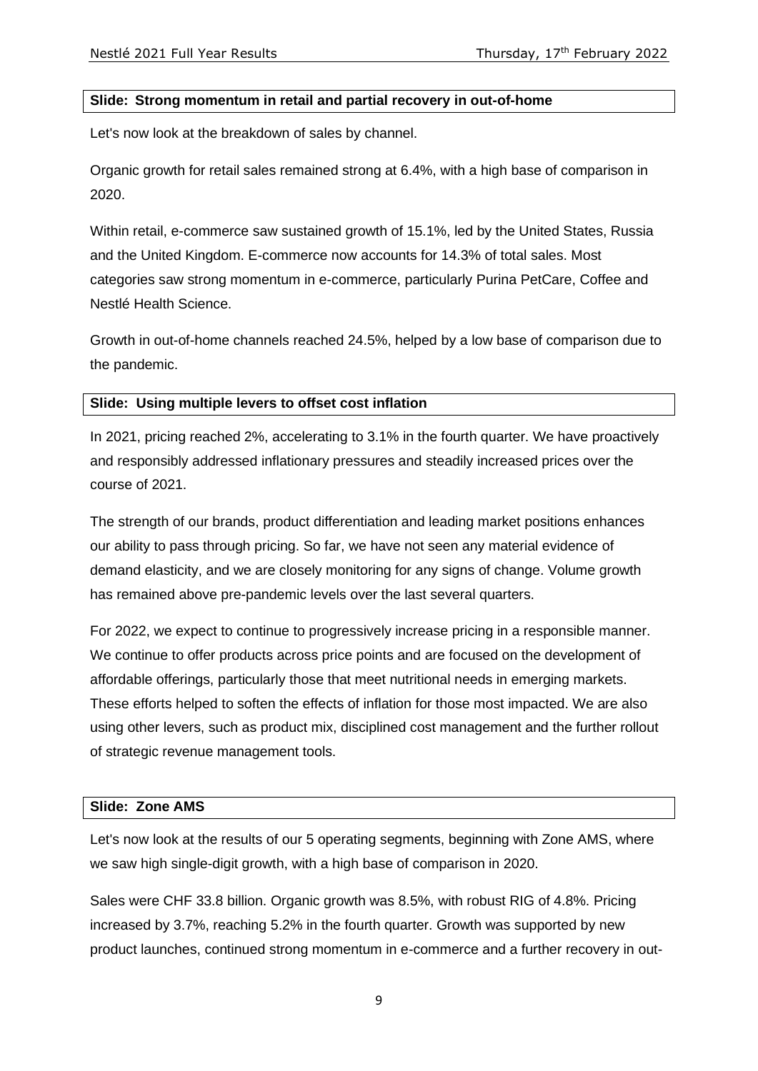**Slide: Strong momentum in retail and partial recovery in out-of-home**

Let's now look at the breakdown of sales by channel.

Organic growth for retail sales remained strong at 6.4%, with a high base of comparison in 2020.

Within retail, e-commerce saw sustained growth of 15.1%, led by the United States, Russia and the United Kingdom. E-commerce now accounts for 14.3% of total sales. Most categories saw strong momentum in e-commerce, particularly Purina PetCare, Coffee and Nestlé Health Science.

Growth in out-of-home channels reached 24.5%, helped by a low base of comparison due to the pandemic.

**Slide: Using multiple levers to offset cost inflation**

In 2021, pricing reached 2%, accelerating to 3.1% in the fourth quarter. We have proactively and responsibly addressed inflationary pressures and steadily increased prices over the course of 2021.

The strength of our brands, product differentiation and leading market positions enhances our ability to pass through pricing. So far, we have not seen any material evidence of demand elasticity, and we are closely monitoring for any signs of change. Volume growth has remained above pre-pandemic levels over the last several quarters.

For 2022, we expect to continue to progressively increase pricing in a responsible manner. We continue to offer products across price points and are focused on the development of affordable offerings, particularly those that meet nutritional needs in emerging markets. These efforts helped to soften the effects of inflation for those most impacted. We are also using other levers, such as product mix, disciplined cost management and the further rollout of strategic revenue management tools.

**Slide: Zone AMS**

Let's now look at the results of our 5 operating segments, beginning with Zone AMS, where we saw high single-digit growth, with a high base of comparison in 2020.

Sales were CHF 33.8 billion. Organic growth was 8.5%, with robust RIG of 4.8%. Pricing increased by 3.7%, reaching 5.2% in the fourth quarter. Growth was supported by new product launches, continued strong momentum in e-commerce and a further recovery in out-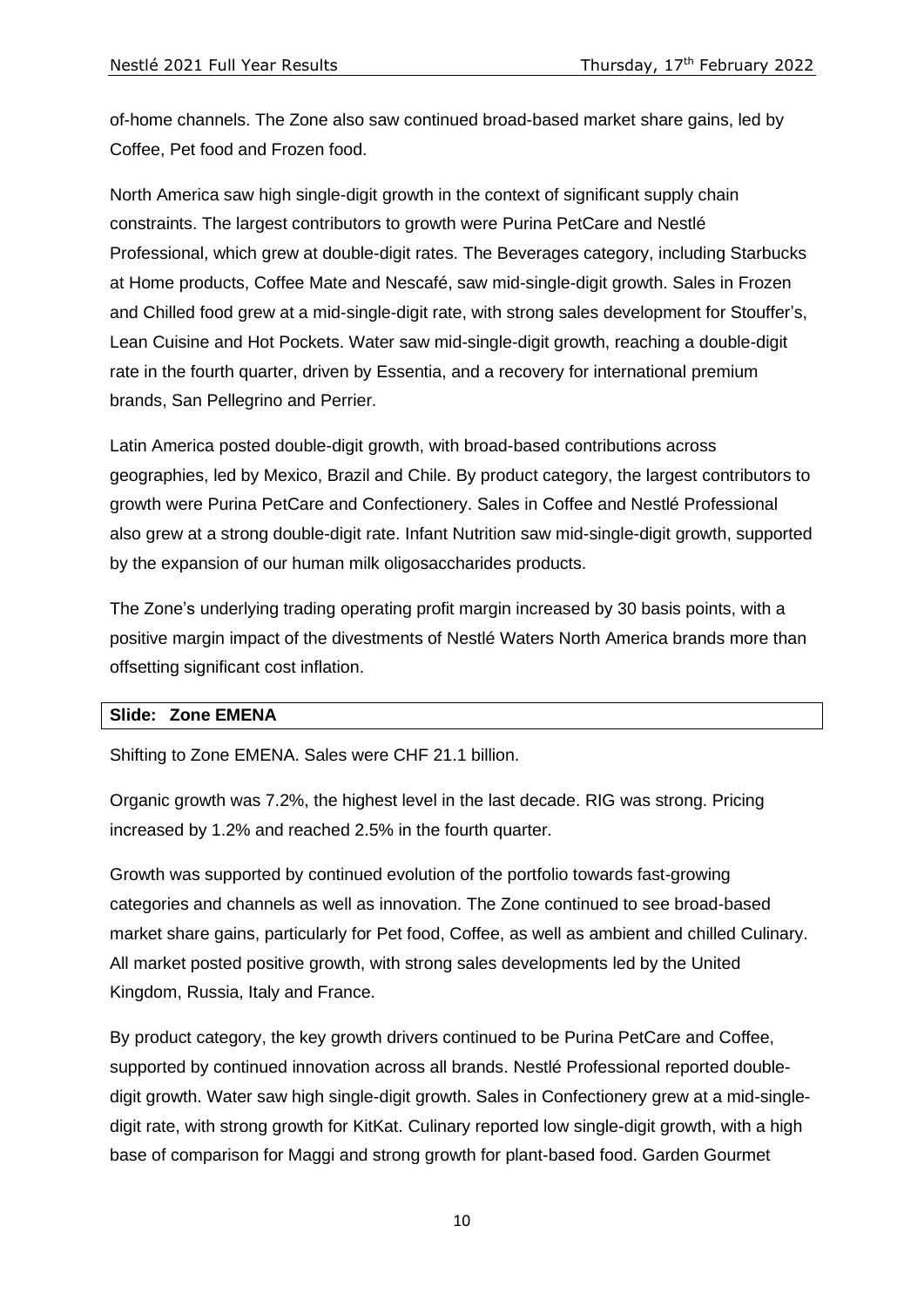of-home channels. The Zone also saw continued broad-based market share gains, led by Coffee, Pet food and Frozen food.

North America saw high single-digit growth in the context of significant supply chain constraints. The largest contributors to growth were Purina PetCare and Nestlé Professional, which grew at double-digit rates. The Beverages category, including Starbucks at Home products, Coffee Mate and Nescafé, saw mid-single-digit growth. Sales in Frozen and Chilled food grew at a mid-single-digit rate, with strong sales development for Stouffer's, Lean Cuisine and Hot Pockets. Water saw mid-single-digit growth, reaching a double-digit rate in the fourth quarter, driven by Essentia, and a recovery for international premium brands, San Pellegrino and Perrier.

Latin America posted double-digit growth, with broad-based contributions across geographies, led by Mexico, Brazil and Chile. By product category, the largest contributors to growth were Purina PetCare and Confectionery. Sales in Coffee and Nestlé Professional also grew at a strong double-digit rate. Infant Nutrition saw mid-single-digit growth, supported by the expansion of our human milk oligosaccharides products.

The Zone's underlying trading operating profit margin increased by 30 basis points, with a positive margin impact of the divestments of Nestlé Waters North America brands more than offsetting significant cost inflation.

**Slide: Zone EMENA**

Shifting to Zone EMENA. Sales were CHF 21.1 billion.

Organic growth was 7.2%, the highest level in the last decade. RIG was strong. Pricing increased by 1.2% and reached 2.5% in the fourth quarter.

Growth was supported by continued evolution of the portfolio towards fast-growing categories and channels as well as innovation. The Zone continued to see broad-based market share gains, particularly for Pet food, Coffee, as well as ambient and chilled Culinary. All market posted positive growth, with strong sales developments led by the United Kingdom, Russia, Italy and France.

By product category, the key growth drivers continued to be Purina PetCare and Coffee, supported by continued innovation across all brands. Nestlé Professional reported double-digit growth. Water saw high single-digit growth. Sales in Confectionery grew at a mid-single-digit rate, with strong growth for KitKat. Culinary reported low single-digit growth, with a high base of comparison for Maggi and strong growth for plant-based food. Garden Gourmet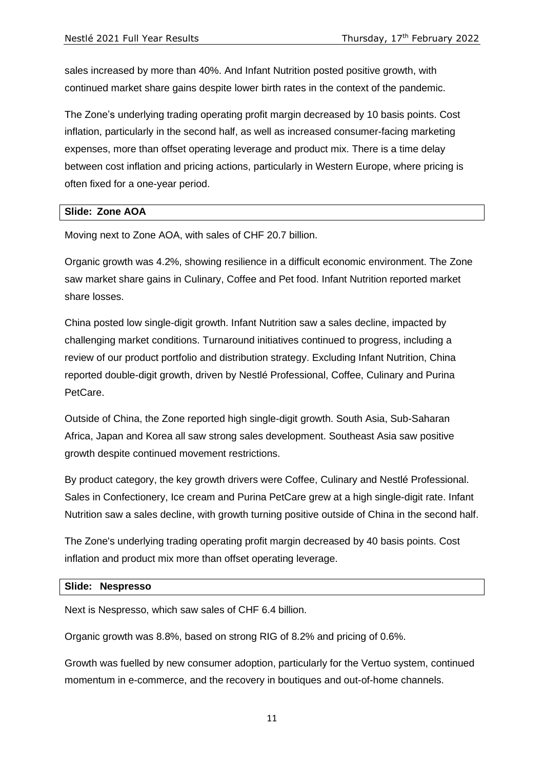sales increased by more than 40%. And Infant Nutrition posted positive growth, with continued market share gains despite lower birth rates in the context of the pandemic.

The Zone's underlying trading operating profit margin decreased by 10 basis points. Cost inflation, particularly in the second half, as well as increased consumer-facing marketing expenses, more than offset operating leverage and product mix. There is a time delay between cost inflation and pricing actions, particularly in Western Europe, where pricing is often fixed for a one-year period.

**Slide: Zone AOA**

Moving next to Zone AOA, with sales of CHF 20.7 billion.

Organic growth was 4.2%, showing resilience in a difficult economic environment. The Zone saw market share gains in Culinary, Coffee and Pet food. Infant Nutrition reported market share losses.

China posted low single-digit growth. Infant Nutrition saw a sales decline, impacted by challenging market conditions. Turnaround initiatives continued to progress, including a review of our product portfolio and distribution strategy. Excluding Infant Nutrition, China reported double-digit growth, driven by Nestlé Professional, Coffee, Culinary and Purina PetCare.

Outside of China, the Zone reported high single-digit growth. South Asia, Sub-Saharan Africa, Japan and Korea all saw strong sales development. Southeast Asia saw positive growth despite continued movement restrictions.

By product category, the key growth drivers were Coffee, Culinary and Nestlé Professional. Sales in Confectionery, Ice cream and Purina PetCare grew at a high single-digit rate. Infant Nutrition saw a sales decline, with growth turning positive outside of China in the second half.

The Zone's underlying trading operating profit margin decreased by 40 basis points. Cost inflation and product mix more than offset operating leverage.

**Slide: Nespresso**

Next is Nespresso, which saw sales of CHF 6.4 billion.

Organic growth was 8.8%, based on strong RIG of 8.2% and pricing of 0.6%.

Growth was fuelled by new consumer adoption, particularly for the Vertuo system, continued momentum in e-commerce, and the recovery in boutiques and out-of-home channels.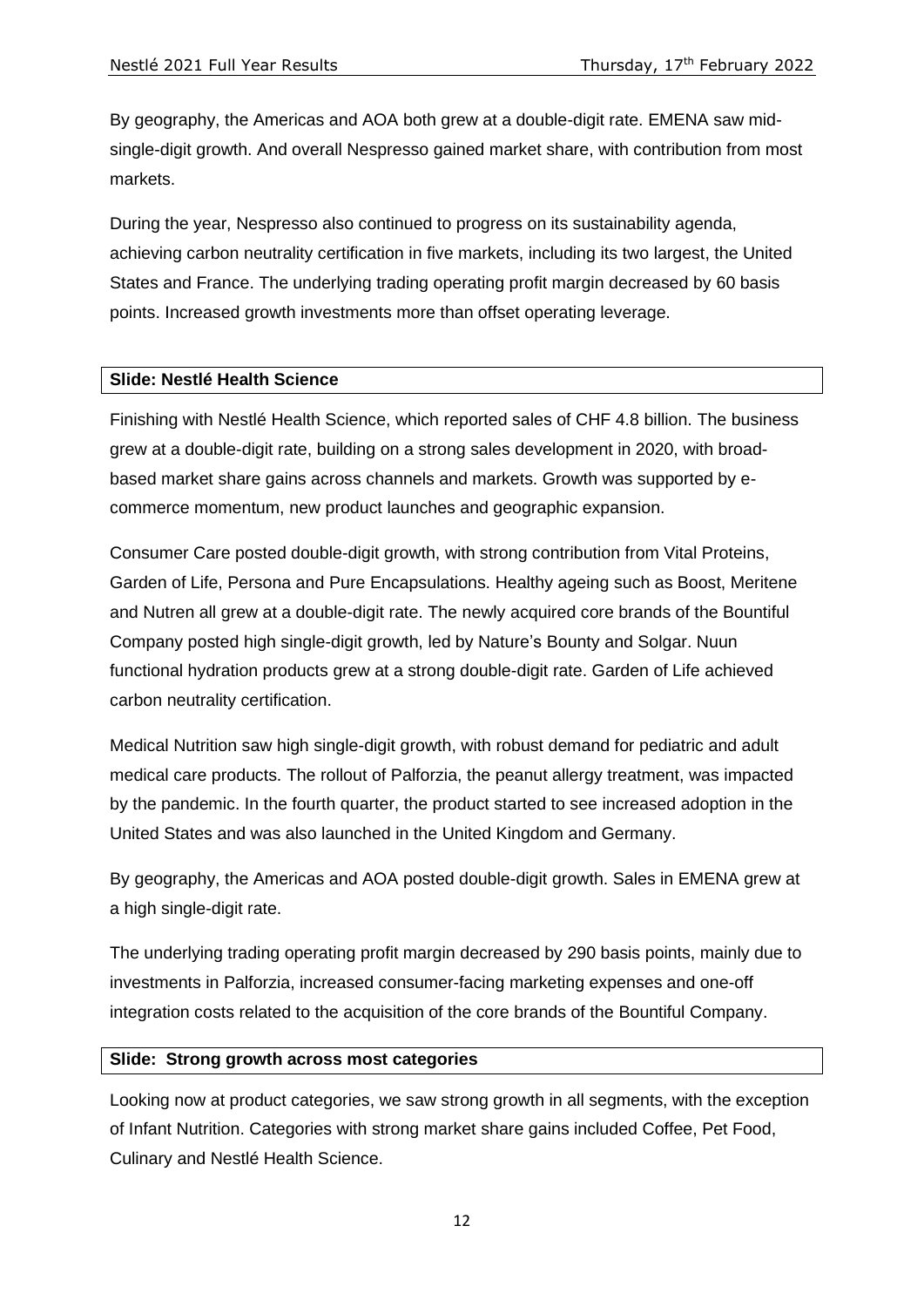By geography, the Americas and AOA both grew at a double-digit rate. EMENA saw mid-single-digit growth. And overall Nespresso gained market share, with contribution from most markets.

During the year, Nespresso also continued to progress on its sustainability agenda, achieving carbon neutrality certification in five markets, including its two largest, the United States and France. The underlying trading operating profit margin decreased by 60 basis points. Increased growth investments more than offset operating leverage.

**Slide: Nestlé Health Science**

Finishing with Nestlé Health Science, which reported sales of CHF 4.8 billion. The business grew at a double-digit rate, building on a strong sales development in 2020, with broad-based market share gains across channels and markets. Growth was supported by e-commerce momentum, new product launches and geographic expansion.

Consumer Care posted double-digit growth, with strong contribution from Vital Proteins, Garden of Life, Persona and Pure Encapsulations. Healthy ageing such as Boost, Meritene and Nutren all grew at a double-digit rate. The newly acquired core brands of the Bountiful Company posted high single-digit growth, led by Nature's Bounty and Solgar. Nuun functional hydration products grew at a strong double-digit rate. Garden of Life achieved carbon neutrality certification.

Medical Nutrition saw high single-digit growth, with robust demand for pediatric and adult medical care products. The rollout of Palforzia, the peanut allergy treatment, was impacted by the pandemic. In the fourth quarter, the product started to see increased adoption in the United States and was also launched in the United Kingdom and Germany.

By geography, the Americas and AOA posted double-digit growth. Sales in EMENA grew at a high single-digit rate.

The underlying trading operating profit margin decreased by 290 basis points, mainly due to investments in Palforzia, increased consumer-facing marketing expenses and one-off integration costs related to the acquisition of the core brands of the Bountiful Company.

**Slide: Strong growth across most categories**

Looking now at product categories, we saw strong growth in all segments, with the exception of Infant Nutrition. Categories with strong market share gains included Coffee, Pet Food, Culinary and Nestlé Health Science.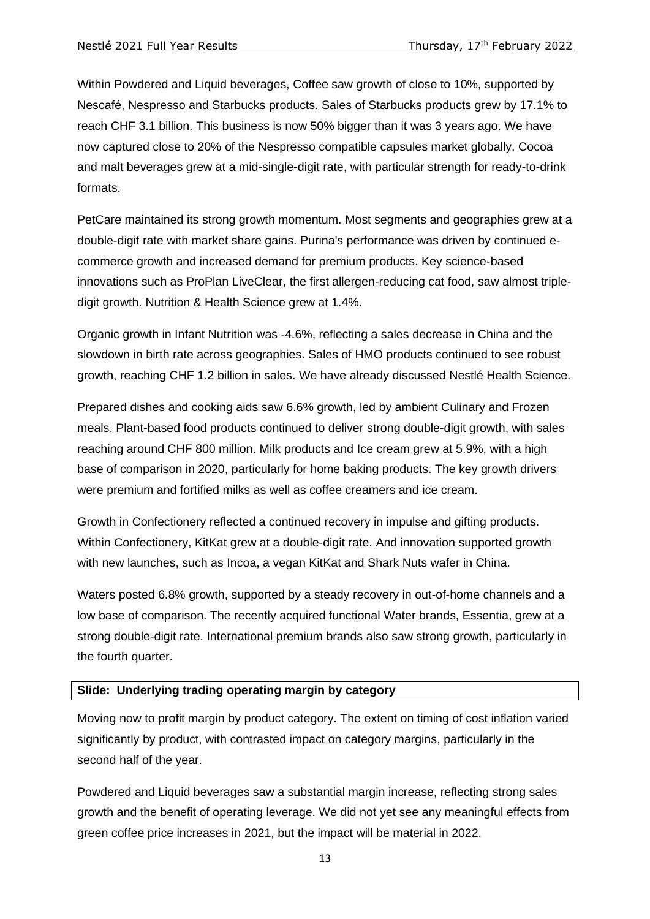Within Powdered and Liquid beverages, Coffee saw growth of close to 10%, supported by Nescafé, Nespresso and Starbucks products. Sales of Starbucks products grew by 17.1% to reach CHF 3.1 billion. This business is now 50% bigger than it was 3 years ago. We have now captured close to 20% of the Nespresso compatible capsules market globally. Cocoa and malt beverages grew at a mid-single-digit rate, with particular strength for ready-to-drink formats.

PetCare maintained its strong growth momentum. Most segments and geographies grew at a double-digit rate with market share gains. Purina's performance was driven by continued e-commerce growth and increased demand for premium products. Key science-based innovations such as ProPlan LiveClear, the first allergen-reducing cat food, saw almost triple-digit growth. Nutrition & Health Science grew at 1.4%.

Organic growth in Infant Nutrition was -4.6%, reflecting a sales decrease in China and the slowdown in birth rate across geographies. Sales of HMO products continued to see robust growth, reaching CHF 1.2 billion in sales. We have already discussed Nestlé Health Science.

Prepared dishes and cooking aids saw 6.6% growth, led by ambient Culinary and Frozen meals. Plant-based food products continued to deliver strong double-digit growth, with sales reaching around CHF 800 million. Milk products and Ice cream grew at 5.9%, with a high base of comparison in 2020, particularly for home baking products. The key growth drivers were premium and fortified milks as well as coffee creamers and ice cream.

Growth in Confectionery reflected a continued recovery in impulse and gifting products. Within Confectionery, KitKat grew at a double-digit rate. And innovation supported growth with new launches, such as Incoa, a vegan KitKat and Shark Nuts wafer in China.

Waters posted 6.8% growth, supported by a steady recovery in out-of-home channels and a low base of comparison. The recently acquired functional Water brands, Essentia, grew at a strong double-digit rate. International premium brands also saw strong growth, particularly in the fourth quarter.

**Slide: Underlying trading operating margin by category**

Moving now to profit margin by product category. The extent on timing of cost inflation varied significantly by product, with contrasted impact on category margins, particularly in the second half of the year.

Powdered and Liquid beverages saw a substantial margin increase, reflecting strong sales growth and the benefit of operating leverage. We did not yet see any meaningful effects from green coffee price increases in 2021, but the impact will be material in 2022.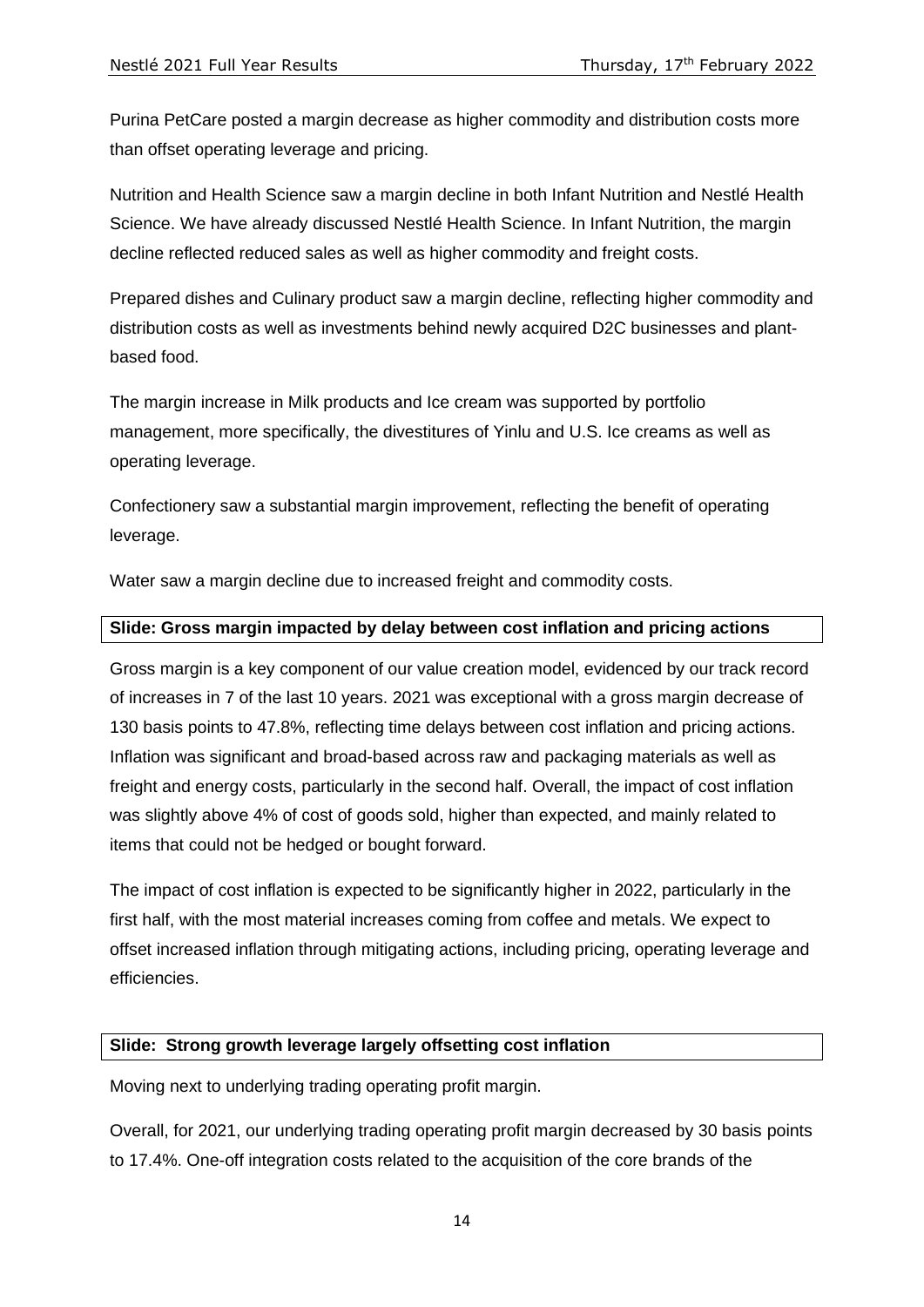Purina PetCare posted a margin decrease as higher commodity and distribution costs more than offset operating leverage and pricing.

Nutrition and Health Science saw a margin decline in both Infant Nutrition and Nestlé Health Science. We have already discussed Nestlé Health Science. In Infant Nutrition, the margin decline reflected reduced sales as well as higher commodity and freight costs.

Prepared dishes and Culinary product saw a margin decline, reflecting higher commodity and distribution costs as well as investments behind newly acquired D2C businesses and plant-based food.

The margin increase in Milk products and Ice cream was supported by portfolio management, more specifically, the divestitures of Yinlu and U.S. Ice creams as well as operating leverage.

Confectionery saw a substantial margin improvement, reflecting the benefit of operating leverage.

Water saw a margin decline due to increased freight and commodity costs.

**Slide: Gross margin impacted by delay between cost inflation and pricing actions**

Gross margin is a key component of our value creation model, evidenced by our track record of increases in 7 of the last 10 years. 2021 was exceptional with a gross margin decrease of 130 basis points to 47.8%, reflecting time delays between cost inflation and pricing actions. Inflation was significant and broad-based across raw and packaging materials as well as freight and energy costs, particularly in the second half. Overall, the impact of cost inflation was slightly above 4% of cost of goods sold, higher than expected, and mainly related to items that could not be hedged or bought forward.

The impact of cost inflation is expected to be significantly higher in 2022, particularly in the first half, with the most material increases coming from coffee and metals. We expect to offset increased inflation through mitigating actions, including pricing, operating leverage and efficiencies.

**Slide: Strong growth leverage largely offsetting cost inflation**

Moving next to underlying trading operating profit margin.

Overall, for 2021, our underlying trading operating profit margin decreased by 30 basis points to 17.4%. One-off integration costs related to the acquisition of the core brands of the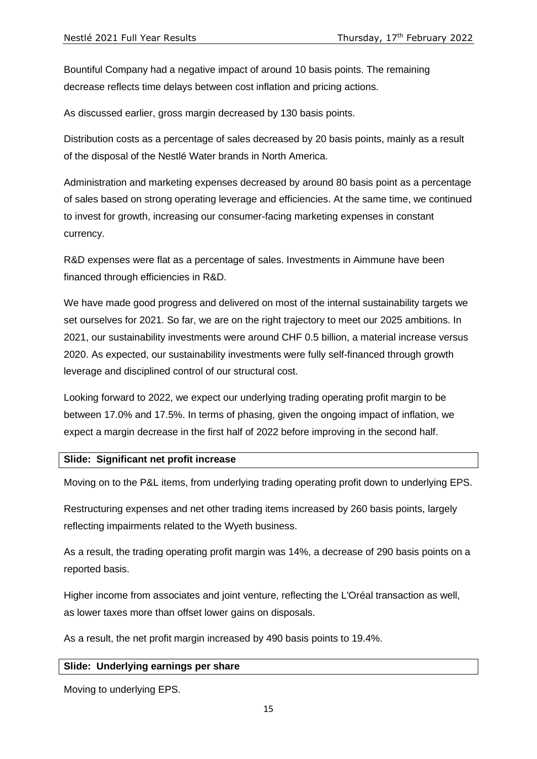Bountiful Company had a negative impact of around 10 basis points. The remaining decrease reflects time delays between cost inflation and pricing actions.

As discussed earlier, gross margin decreased by 130 basis points.

Distribution costs as a percentage of sales decreased by 20 basis points, mainly as a result of the disposal of the Nestlé Water brands in North America.

Administration and marketing expenses decreased by around 80 basis point as a percentage of sales based on strong operating leverage and efficiencies. At the same time, we continued to invest for growth, increasing our consumer-facing marketing expenses in constant currency.

R&D expenses were flat as a percentage of sales. Investments in Aimmune have been financed through efficiencies in R&D.

We have made good progress and delivered on most of the internal sustainability targets we set ourselves for 2021. So far, we are on the right trajectory to meet our 2025 ambitions. In 2021, our sustainability investments were around CHF 0.5 billion, a material increase versus 2020. As expected, our sustainability investments were fully self-financed through growth leverage and disciplined control of our structural cost.

Looking forward to 2022, we expect our underlying trading operating profit margin to be between 17.0% and 17.5%. In terms of phasing, given the ongoing impact of inflation, we expect a margin decrease in the first half of 2022 before improving in the second half.

**Slide: Significant net profit increase**

Moving on to the P&L items, from underlying trading operating profit down to underlying EPS.

Restructuring expenses and net other trading items increased by 260 basis points, largely reflecting impairments related to the Wyeth business.

As a result, the trading operating profit margin was 14%, a decrease of 290 basis points on a reported basis.

Higher income from associates and joint venture, reflecting the L'Oréal transaction as well, as lower taxes more than offset lower gains on disposals.

As a result, the net profit margin increased by 490 basis points to 19.4%.

**Slide: Underlying earnings per share**

Moving to underlying EPS.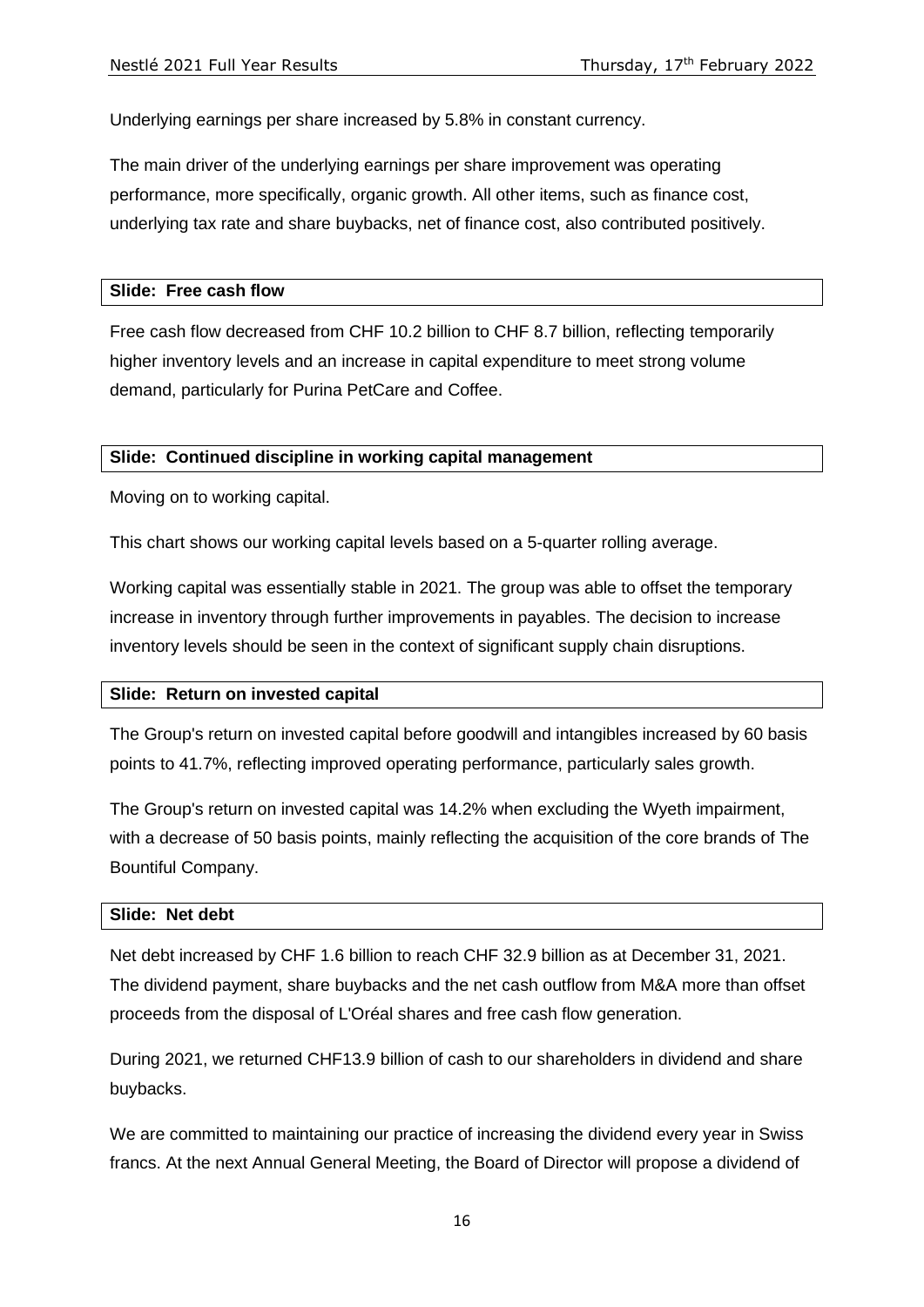Underlying earnings per share increased by 5.8% in constant currency.

The main driver of the underlying earnings per share improvement was operating performance, more specifically, organic growth. All other items, such as finance cost, underlying tax rate and share buybacks, net of finance cost, also contributed positively.

**Slide: Free cash flow**

Free cash flow decreased from CHF 10.2 billion to CHF 8.7 billion, reflecting temporarily higher inventory levels and an increase in capital expenditure to meet strong volume demand, particularly for Purina PetCare and Coffee.

**Slide: Continued discipline in working capital management**

Moving on to working capital.

This chart shows our working capital levels based on a 5-quarter rolling average.

Working capital was essentially stable in 2021. The group was able to offset the temporary increase in inventory through further improvements in payables. The decision to increase inventory levels should be seen in the context of significant supply chain disruptions.

**Slide: Return on invested capital**

The Group's return on invested capital before goodwill and intangibles increased by 60 basis points to 41.7%, reflecting improved operating performance, particularly sales growth.

The Group's return on invested capital was 14.2% when excluding the Wyeth impairment, with a decrease of 50 basis points, mainly reflecting the acquisition of the core brands of The Bountiful Company.

**Slide: Net debt**

Net debt increased by CHF 1.6 billion to reach CHF 32.9 billion as at December 31, 2021. The dividend payment, share buybacks and the net cash outflow from M&A more than offset proceeds from the disposal of L'Oréal shares and free cash flow generation.

During 2021, we returned CHF13.9 billion of cash to our shareholders in dividend and share buybacks.

We are committed to maintaining our practice of increasing the dividend every year in Swiss francs. At the next Annual General Meeting, the Board of Director will propose a dividend of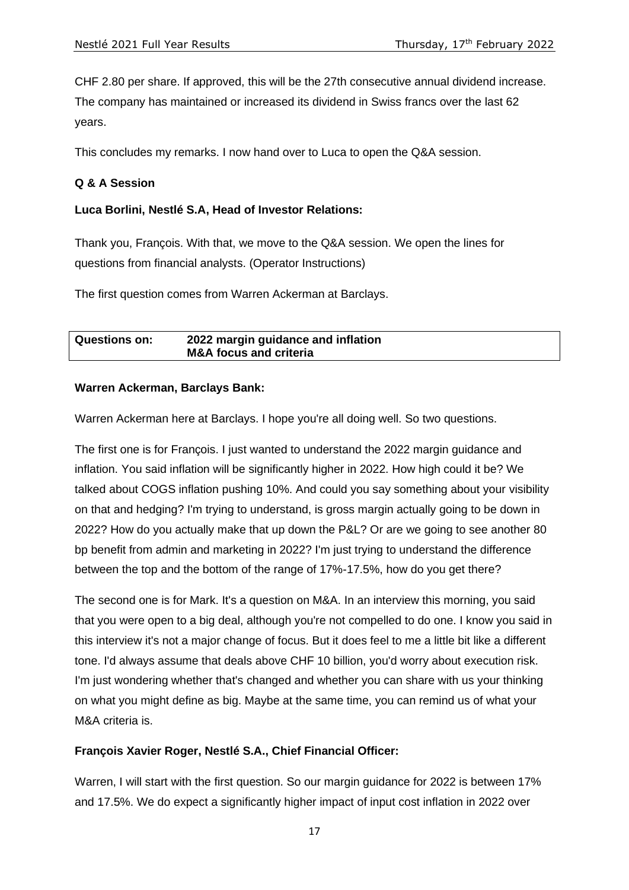CHF 2.80 per share. If approved, this will be the 27th consecutive annual dividend increase. The company has maintained or increased its dividend in Swiss francs over the last 62 years.

This concludes my remarks. I now hand over to Luca to open the Q&A session.

## Q & A Session

**Luca Borlini, Nestlé S.A, Head of Investor Relations:**

Thank you, François. With that, we move to the Q&A session. We open the lines for questions from financial analysts. (Operator Instructions)

The first question comes from Warren Ackerman at Barclays.

| **Questions on:** | **2022 margin guidance and inflation**<br>**M&A focus and criteria** |
|---|---|

**Warren Ackerman, Barclays Bank:**

Warren Ackerman here at Barclays. I hope you're all doing well. So two questions.

The first one is for François. I just wanted to understand the 2022 margin guidance and inflation. You said inflation will be significantly higher in 2022. How high could it be? We talked about COGS inflation pushing 10%. And could you say something about your visibility on that and hedging? I'm trying to understand, is gross margin actually going to be down in 2022? How do you actually make that up down the P&L? Or are we going to see another 80 bp benefit from admin and marketing in 2022? I'm just trying to understand the difference between the top and the bottom of the range of 17%-17.5%, how do you get there?

The second one is for Mark. It's a question on M&A. In an interview this morning, you said that you were open to a big deal, although you're not compelled to do one. I know you said in this interview it's not a major change of focus. But it does feel to me a little bit like a different tone. I'd always assume that deals above CHF 10 billion, you'd worry about execution risk. I'm just wondering whether that's changed and whether you can share with us your thinking on what you might define as big. Maybe at the same time, you can remind us of what your M&A criteria is.

**François Xavier Roger, Nestlé S.A., Chief Financial Officer:**

Warren, I will start with the first question. So our margin guidance for 2022 is between 17% and 17.5%. We do expect a significantly higher impact of input cost inflation in 2022 over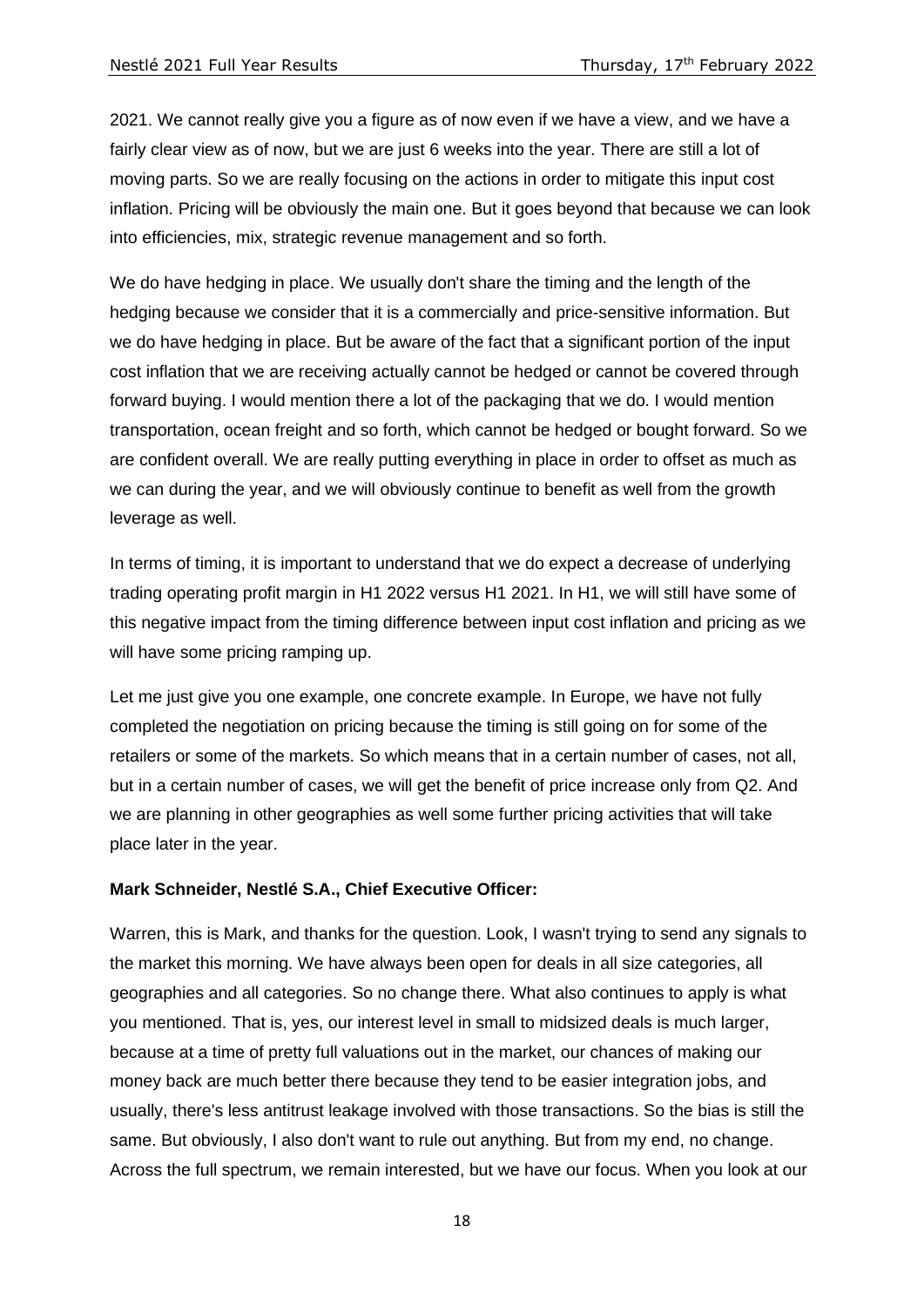2021. We cannot really give you a figure as of now even if we have a view, and we have a fairly clear view as of now, but we are just 6 weeks into the year. There are still a lot of moving parts. So we are really focusing on the actions in order to mitigate this input cost inflation. Pricing will be obviously the main one. But it goes beyond that because we can look into efficiencies, mix, strategic revenue management and so forth.

We do have hedging in place. We usually don't share the timing and the length of the hedging because we consider that it is a commercially and price-sensitive information. But we do have hedging in place. But be aware of the fact that a significant portion of the input cost inflation that we are receiving actually cannot be hedged or cannot be covered through forward buying. I would mention there a lot of the packaging that we do. I would mention transportation, ocean freight and so forth, which cannot be hedged or bought forward. So we are confident overall. We are really putting everything in place in order to offset as much as we can during the year, and we will obviously continue to benefit as well from the growth leverage as well.

In terms of timing, it is important to understand that we do expect a decrease of underlying trading operating profit margin in H1 2022 versus H1 2021. In H1, we will still have some of this negative impact from the timing difference between input cost inflation and pricing as we will have some pricing ramping up.

Let me just give you one example, one concrete example. In Europe, we have not fully completed the negotiation on pricing because the timing is still going on for some of the retailers or some of the markets. So which means that in a certain number of cases, not all, but in a certain number of cases, we will get the benefit of price increase only from Q2. And we are planning in other geographies as well some further pricing activities that will take place later in the year.

**Mark Schneider, Nestlé S.A., Chief Executive Officer:**

Warren, this is Mark, and thanks for the question. Look, I wasn't trying to send any signals to the market this morning. We have always been open for deals in all size categories, all geographies and all categories. So no change there. What also continues to apply is what you mentioned. That is, yes, our interest level in small to midsized deals is much larger, because at a time of pretty full valuations out in the market, our chances of making our money back are much better there because they tend to be easier integration jobs, and usually, there's less antitrust leakage involved with those transactions. So the bias is still the same. But obviously, I also don't want to rule out anything. But from my end, no change. Across the full spectrum, we remain interested, but we have our focus. When you look at our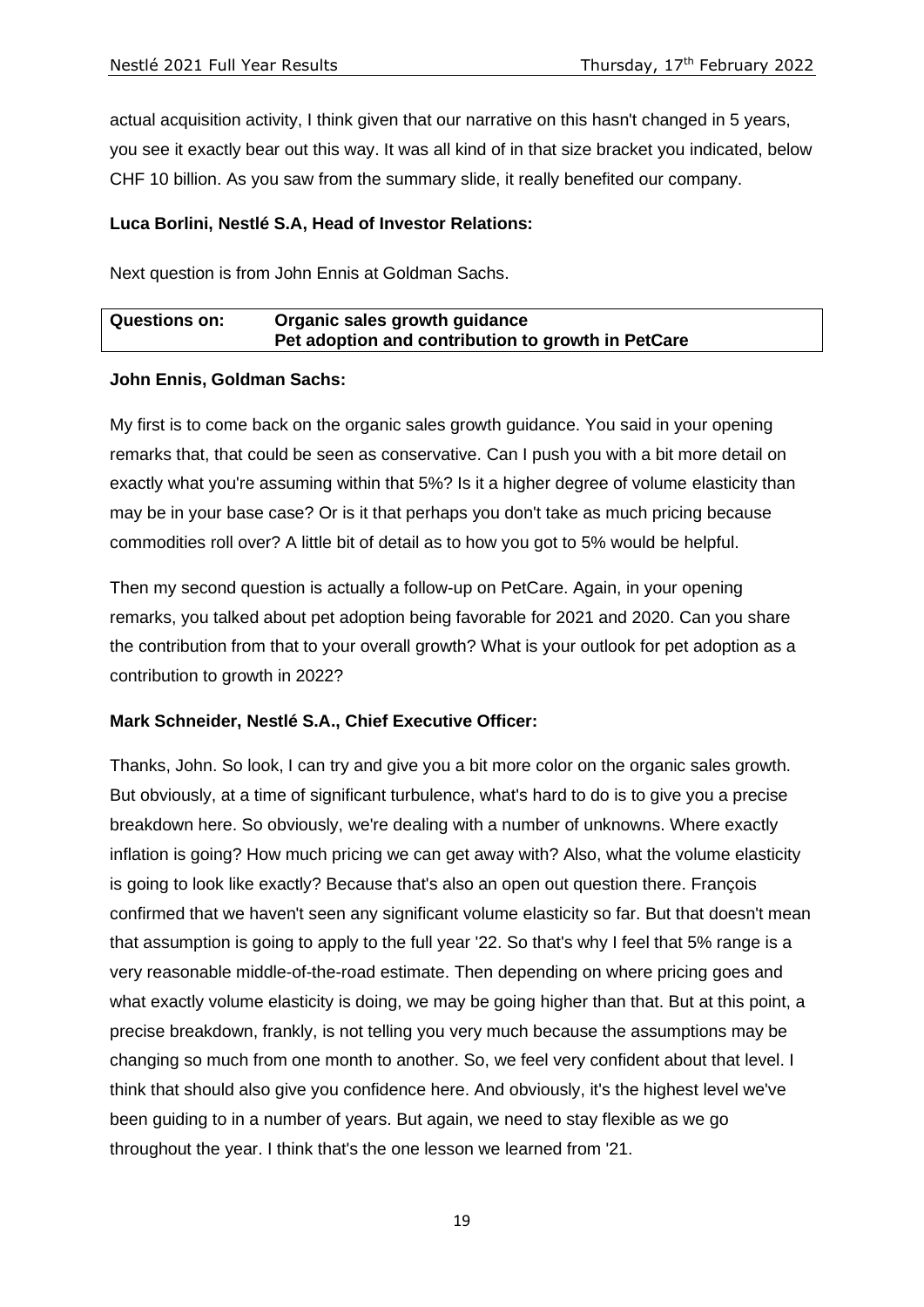actual acquisition activity, I think given that our narrative on this hasn't changed in 5 years, you see it exactly bear out this way. It was all kind of in that size bracket you indicated, below CHF 10 billion. As you saw from the summary slide, it really benefited our company.

**Luca Borlini, Nestlé S.A, Head of Investor Relations:**

Next question is from John Ennis at Goldman Sachs.

| **Questions on:** | **Organic sales growth guidance** **Pet adoption and contribution to growth in PetCare** |
|---|---|

**John Ennis, Goldman Sachs:**

My first is to come back on the organic sales growth guidance. You said in your opening remarks that, that could be seen as conservative. Can I push you with a bit more detail on exactly what you're assuming within that 5%? Is it a higher degree of volume elasticity than may be in your base case? Or is it that perhaps you don't take as much pricing because commodities roll over? A little bit of detail as to how you got to 5% would be helpful.

Then my second question is actually a follow-up on PetCare. Again, in your opening remarks, you talked about pet adoption being favorable for 2021 and 2020. Can you share the contribution from that to your overall growth? What is your outlook for pet adoption as a contribution to growth in 2022?

**Mark Schneider, Nestlé S.A., Chief Executive Officer:**

Thanks, John. So look, I can try and give you a bit more color on the organic sales growth. But obviously, at a time of significant turbulence, what's hard to do is to give you a precise breakdown here. So obviously, we're dealing with a number of unknowns. Where exactly inflation is going? How much pricing we can get away with? Also, what the volume elasticity is going to look like exactly? Because that's also an open out question there. François confirmed that we haven't seen any significant volume elasticity so far. But that doesn't mean that assumption is going to apply to the full year '22. So that's why I feel that 5% range is a very reasonable middle-of-the-road estimate. Then depending on where pricing goes and what exactly volume elasticity is doing, we may be going higher than that. But at this point, a precise breakdown, frankly, is not telling you very much because the assumptions may be changing so much from one month to another. So, we feel very confident about that level. I think that should also give you confidence here. And obviously, it's the highest level we've been guiding to in a number of years. But again, we need to stay flexible as we go throughout the year. I think that's the one lesson we learned from '21.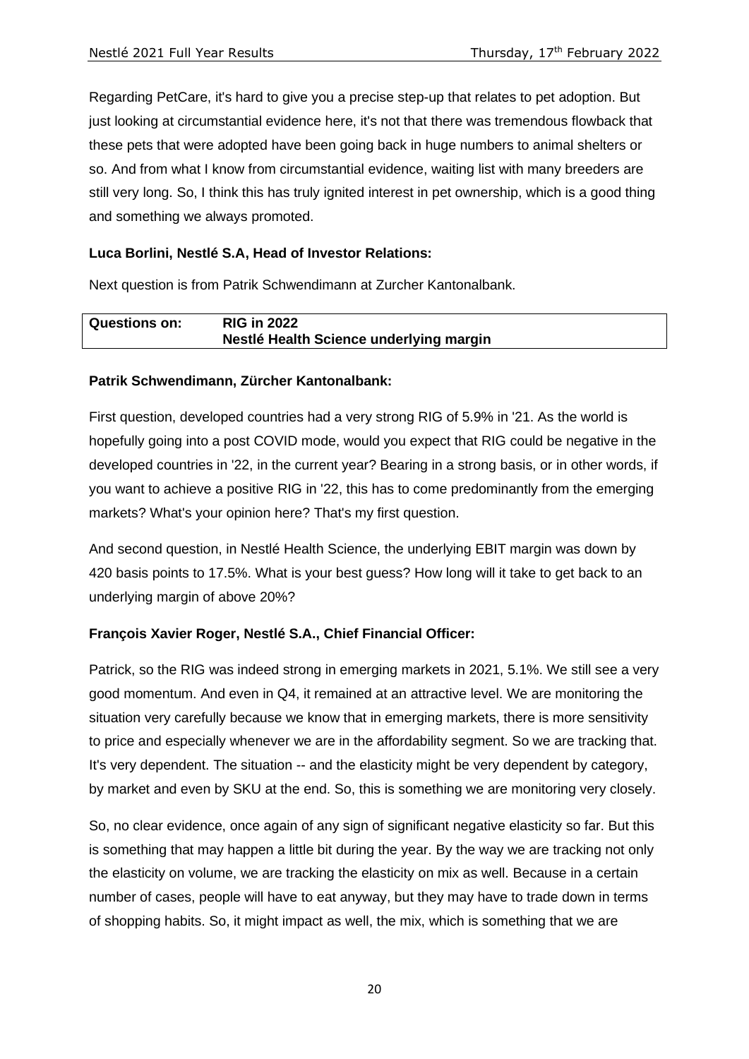Regarding PetCare, it's hard to give you a precise step-up that relates to pet adoption. But just looking at circumstantial evidence here, it's not that there was tremendous flowback that these pets that were adopted have been going back in huge numbers to animal shelters or so. And from what I know from circumstantial evidence, waiting list with many breeders are still very long. So, I think this has truly ignited interest in pet ownership, which is a good thing and something we always promoted.

**Luca Borlini, Nestlé S.A, Head of Investor Relations:**

Next question is from Patrik Schwendimann at Zurcher Kantonalbank.

| Questions on: | RIG in 2022<br>Nestlé Health Science underlying margin |
|---|---|

**Patrik Schwendimann, Zürcher Kantonalbank:**

First question, developed countries had a very strong RIG of 5.9% in '21. As the world is hopefully going into a post COVID mode, would you expect that RIG could be negative in the developed countries in '22, in the current year? Bearing in a strong basis, or in other words, if you want to achieve a positive RIG in '22, this has to come predominantly from the emerging markets? What's your opinion here? That's my first question.

And second question, in Nestlé Health Science, the underlying EBIT margin was down by 420 basis points to 17.5%. What is your best guess? How long will it take to get back to an underlying margin of above 20%?

**François Xavier Roger, Nestlé S.A., Chief Financial Officer:**

Patrick, so the RIG was indeed strong in emerging markets in 2021, 5.1%. We still see a very good momentum. And even in Q4, it remained at an attractive level. We are monitoring the situation very carefully because we know that in emerging markets, there is more sensitivity to price and especially whenever we are in the affordability segment. So we are tracking that. It's very dependent. The situation -- and the elasticity might be very dependent by category, by market and even by SKU at the end. So, this is something we are monitoring very closely.

So, no clear evidence, once again of any sign of significant negative elasticity so far. But this is something that may happen a little bit during the year. By the way we are tracking not only the elasticity on volume, we are tracking the elasticity on mix as well. Because in a certain number of cases, people will have to eat anyway, but they may have to trade down in terms of shopping habits. So, it might impact as well, the mix, which is something that we are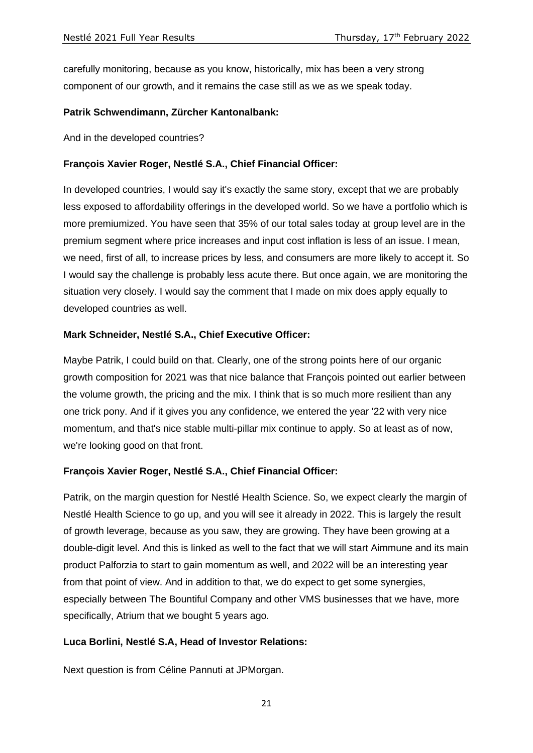carefully monitoring, because as you know, historically, mix has been a very strong component of our growth, and it remains the case still as we as we speak today.

**Patrik Schwendimann, Zürcher Kantonalbank:**

And in the developed countries?

**François Xavier Roger, Nestlé S.A., Chief Financial Officer:**

In developed countries, I would say it's exactly the same story, except that we are probably less exposed to affordability offerings in the developed world. So we have a portfolio which is more premiumized. You have seen that 35% of our total sales today at group level are in the premium segment where price increases and input cost inflation is less of an issue. I mean, we need, first of all, to increase prices by less, and consumers are more likely to accept it. So I would say the challenge is probably less acute there. But once again, we are monitoring the situation very closely. I would say the comment that I made on mix does apply equally to developed countries as well.

**Mark Schneider, Nestlé S.A., Chief Executive Officer:**

Maybe Patrik, I could build on that. Clearly, one of the strong points here of our organic growth composition for 2021 was that nice balance that François pointed out earlier between the volume growth, the pricing and the mix. I think that is so much more resilient than any one trick pony. And if it gives you any confidence, we entered the year '22 with very nice momentum, and that's nice stable multi-pillar mix continue to apply. So at least as of now, we're looking good on that front.

**François Xavier Roger, Nestlé S.A., Chief Financial Officer:**

Patrik, on the margin question for Nestlé Health Science. So, we expect clearly the margin of Nestlé Health Science to go up, and you will see it already in 2022. This is largely the result of growth leverage, because as you saw, they are growing. They have been growing at a double-digit level. And this is linked as well to the fact that we will start Aimmune and its main product Palforzia to start to gain momentum as well, and 2022 will be an interesting year from that point of view. And in addition to that, we do expect to get some synergies, especially between The Bountiful Company and other VMS businesses that we have, more specifically, Atrium that we bought 5 years ago.

**Luca Borlini, Nestlé S.A, Head of Investor Relations:**

Next question is from Céline Pannuti at JPMorgan.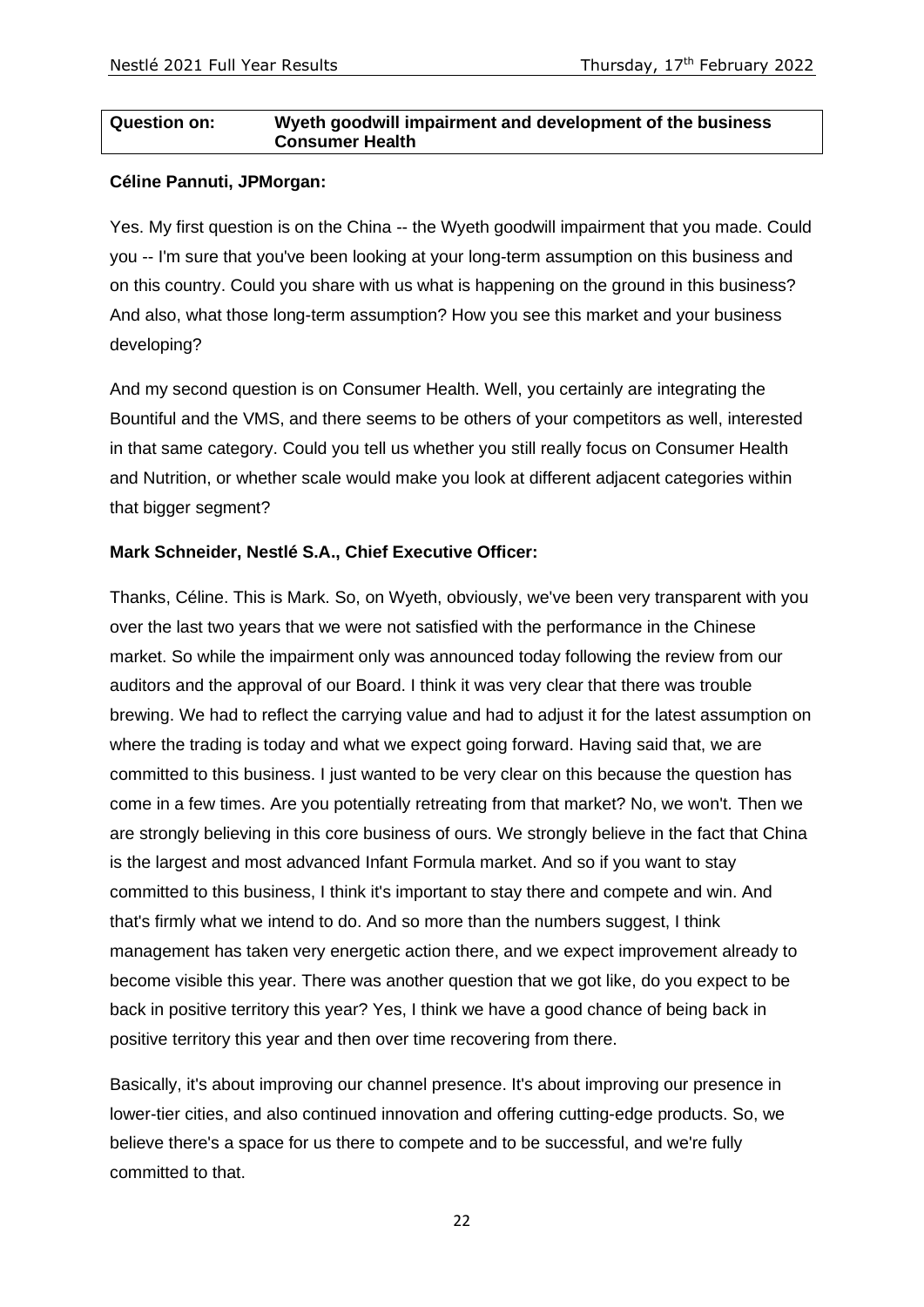| Question on: | Wyeth goodwill impairment and development of the business Consumer Health |
|---|---|

**Céline Pannuti, JPMorgan:**

Yes. My first question is on the China -- the Wyeth goodwill impairment that you made. Could you -- I'm sure that you've been looking at your long-term assumption on this business and on this country. Could you share with us what is happening on the ground in this business? And also, what those long-term assumption? How you see this market and your business developing?

And my second question is on Consumer Health. Well, you certainly are integrating the Bountiful and the VMS, and there seems to be others of your competitors as well, interested in that same category. Could you tell us whether you still really focus on Consumer Health and Nutrition, or whether scale would make you look at different adjacent categories within that bigger segment?

**Mark Schneider, Nestlé S.A., Chief Executive Officer:**

Thanks, Céline. This is Mark. So, on Wyeth, obviously, we've been very transparent with you over the last two years that we were not satisfied with the performance in the Chinese market. So while the impairment only was announced today following the review from our auditors and the approval of our Board. I think it was very clear that there was trouble brewing. We had to reflect the carrying value and had to adjust it for the latest assumption on where the trading is today and what we expect going forward. Having said that, we are committed to this business. I just wanted to be very clear on this because the question has come in a few times. Are you potentially retreating from that market? No, we won't. Then we are strongly believing in this core business of ours. We strongly believe in the fact that China is the largest and most advanced Infant Formula market. And so if you want to stay committed to this business, I think it's important to stay there and compete and win. And that's firmly what we intend to do. And so more than the numbers suggest, I think management has taken very energetic action there, and we expect improvement already to become visible this year. There was another question that we got like, do you expect to be back in positive territory this year? Yes, I think we have a good chance of being back in positive territory this year and then over time recovering from there.

Basically, it's about improving our channel presence. It's about improving our presence in lower-tier cities, and also continued innovation and offering cutting-edge products. So, we believe there's a space for us there to compete and to be successful, and we're fully committed to that.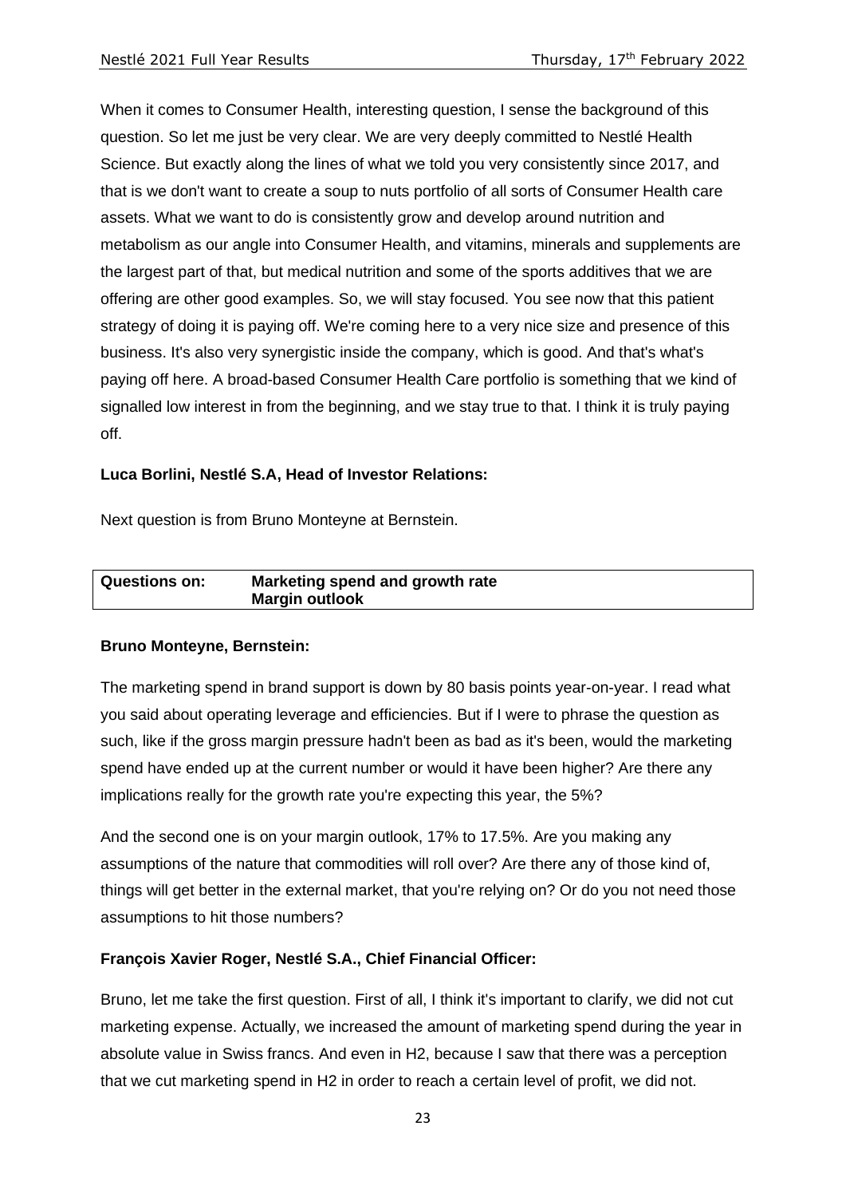When it comes to Consumer Health, interesting question, I sense the background of this question. So let me just be very clear. We are very deeply committed to Nestlé Health Science. But exactly along the lines of what we told you very consistently since 2017, and that is we don't want to create a soup to nuts portfolio of all sorts of Consumer Health care assets. What we want to do is consistently grow and develop around nutrition and metabolism as our angle into Consumer Health, and vitamins, minerals and supplements are the largest part of that, but medical nutrition and some of the sports additives that we are offering are other good examples. So, we will stay focused. You see now that this patient strategy of doing it is paying off. We're coming here to a very nice size and presence of this business. It's also very synergistic inside the company, which is good. And that's what's paying off here. A broad-based Consumer Health Care portfolio is something that we kind of signalled low interest in from the beginning, and we stay true to that. I think it is truly paying off.

**Luca Borlini, Nestlé S.A, Head of Investor Relations:**

Next question is from Bruno Monteyne at Bernstein.

| **Questions on:** | **Marketing spend and growth rate**<br>**Margin outlook** |
|---|---|

**Bruno Monteyne, Bernstein:**

The marketing spend in brand support is down by 80 basis points year-on-year. I read what you said about operating leverage and efficiencies. But if I were to phrase the question as such, like if the gross margin pressure hadn't been as bad as it's been, would the marketing spend have ended up at the current number or would it have been higher? Are there any implications really for the growth rate you're expecting this year, the 5%?

And the second one is on your margin outlook, 17% to 17.5%. Are you making any assumptions of the nature that commodities will roll over? Are there any of those kind of, things will get better in the external market, that you're relying on? Or do you not need those assumptions to hit those numbers?

**François Xavier Roger, Nestlé S.A., Chief Financial Officer:**

Bruno, let me take the first question. First of all, I think it's important to clarify, we did not cut marketing expense. Actually, we increased the amount of marketing spend during the year in absolute value in Swiss francs. And even in H2, because I saw that there was a perception that we cut marketing spend in H2 in order to reach a certain level of profit, we did not.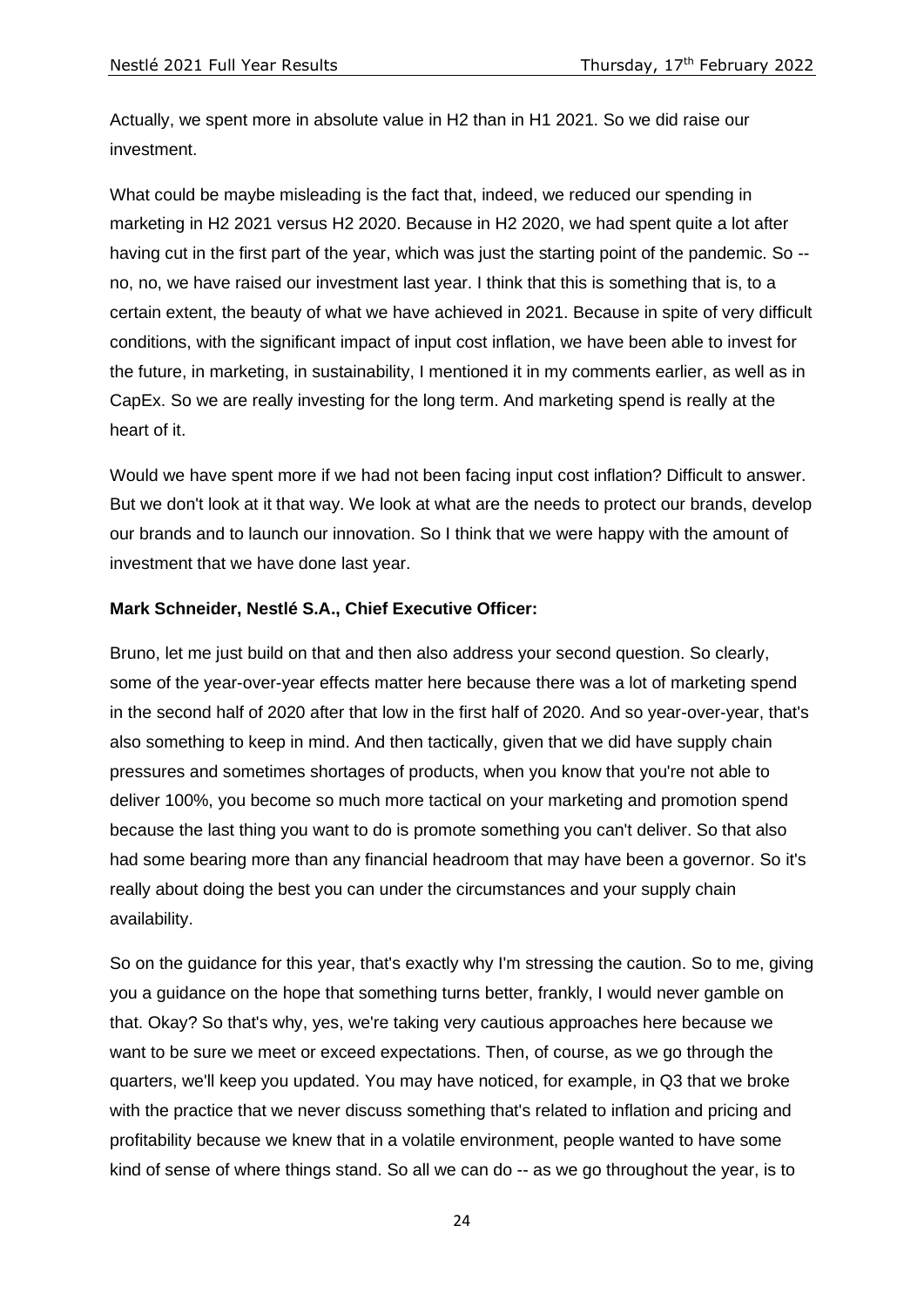Actually, we spent more in absolute value in H2 than in H1 2021. So we did raise our investment.

What could be maybe misleading is the fact that, indeed, we reduced our spending in marketing in H2 2021 versus H2 2020. Because in H2 2020, we had spent quite a lot after having cut in the first part of the year, which was just the starting point of the pandemic. So -- no, no, we have raised our investment last year. I think that this is something that is, to a certain extent, the beauty of what we have achieved in 2021. Because in spite of very difficult conditions, with the significant impact of input cost inflation, we have been able to invest for the future, in marketing, in sustainability, I mentioned it in my comments earlier, as well as in CapEx. So we are really investing for the long term. And marketing spend is really at the heart of it.

Would we have spent more if we had not been facing input cost inflation? Difficult to answer. But we don't look at it that way. We look at what are the needs to protect our brands, develop our brands and to launch our innovation. So I think that we were happy with the amount of investment that we have done last year.

**Mark Schneider, Nestlé S.A., Chief Executive Officer:**

Bruno, let me just build on that and then also address your second question. So clearly, some of the year-over-year effects matter here because there was a lot of marketing spend in the second half of 2020 after that low in the first half of 2020. And so year-over-year, that's also something to keep in mind. And then tactically, given that we did have supply chain pressures and sometimes shortages of products, when you know that you're not able to deliver 100%, you become so much more tactical on your marketing and promotion spend because the last thing you want to do is promote something you can't deliver. So that also had some bearing more than any financial headroom that may have been a governor. So it's really about doing the best you can under the circumstances and your supply chain availability.

So on the guidance for this year, that's exactly why I'm stressing the caution. So to me, giving you a guidance on the hope that something turns better, frankly, I would never gamble on that. Okay? So that's why, yes, we're taking very cautious approaches here because we want to be sure we meet or exceed expectations. Then, of course, as we go through the quarters, we'll keep you updated. You may have noticed, for example, in Q3 that we broke with the practice that we never discuss something that's related to inflation and pricing and profitability because we knew that in a volatile environment, people wanted to have some kind of sense of where things stand. So all we can do -- as we go throughout the year, is to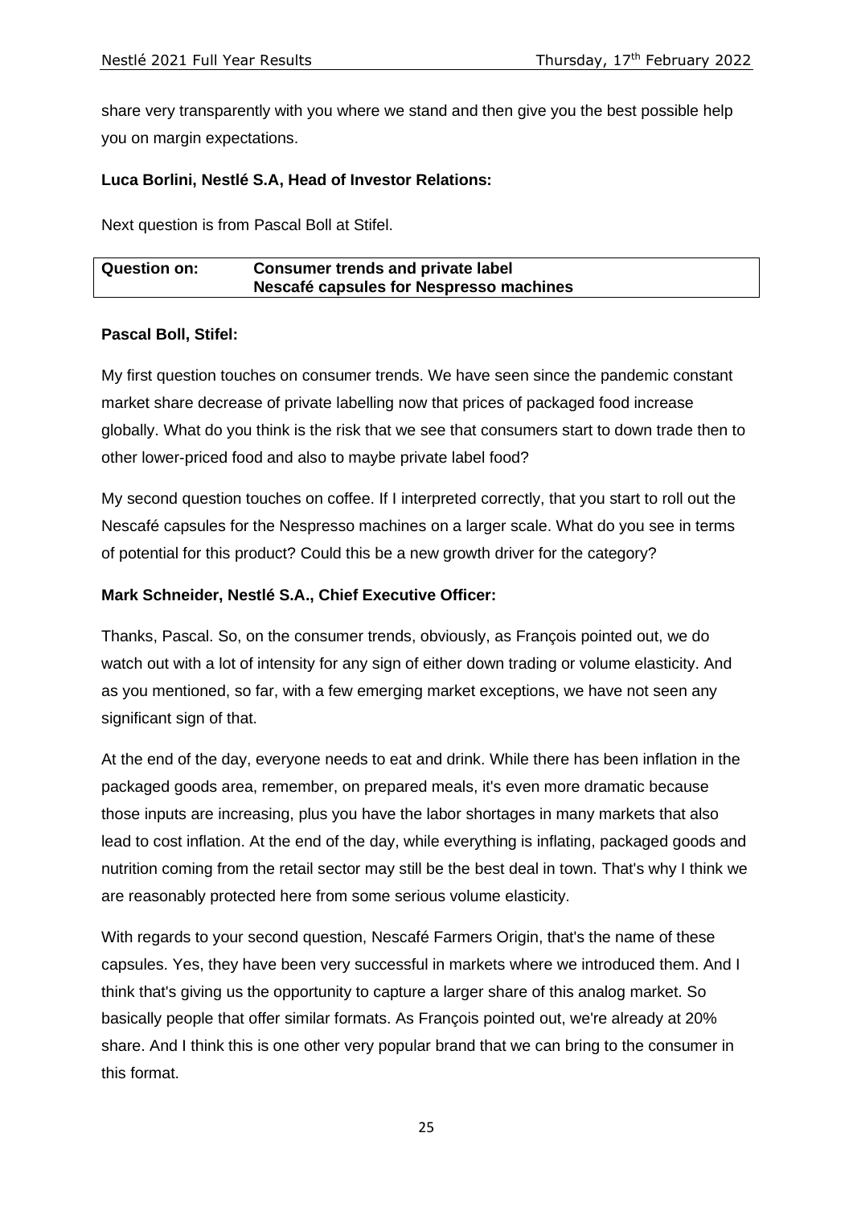share very transparently with you where we stand and then give you the best possible help you on margin expectations.

**Luca Borlini, Nestlé S.A, Head of Investor Relations:**

Next question is from Pascal Boll at Stifel.

| **Question on:** | **Consumer trends and private label**<br>**Nescafé capsules for Nespresso machines** |
|---|---|

**Pascal Boll, Stifel:**

My first question touches on consumer trends. We have seen since the pandemic constant market share decrease of private labelling now that prices of packaged food increase globally. What do you think is the risk that we see that consumers start to down trade then to other lower-priced food and also to maybe private label food?

My second question touches on coffee. If I interpreted correctly, that you start to roll out the Nescafé capsules for the Nespresso machines on a larger scale. What do you see in terms of potential for this product? Could this be a new growth driver for the category?

**Mark Schneider, Nestlé S.A., Chief Executive Officer:**

Thanks, Pascal. So, on the consumer trends, obviously, as François pointed out, we do watch out with a lot of intensity for any sign of either down trading or volume elasticity. And as you mentioned, so far, with a few emerging market exceptions, we have not seen any significant sign of that.

At the end of the day, everyone needs to eat and drink. While there has been inflation in the packaged goods area, remember, on prepared meals, it's even more dramatic because those inputs are increasing, plus you have the labor shortages in many markets that also lead to cost inflation. At the end of the day, while everything is inflating, packaged goods and nutrition coming from the retail sector may still be the best deal in town. That's why I think we are reasonably protected here from some serious volume elasticity.

With regards to your second question, Nescafé Farmers Origin, that's the name of these capsules. Yes, they have been very successful in markets where we introduced them. And I think that's giving us the opportunity to capture a larger share of this analog market. So basically people that offer similar formats. As François pointed out, we're already at 20% share. And I think this is one other very popular brand that we can bring to the consumer in this format.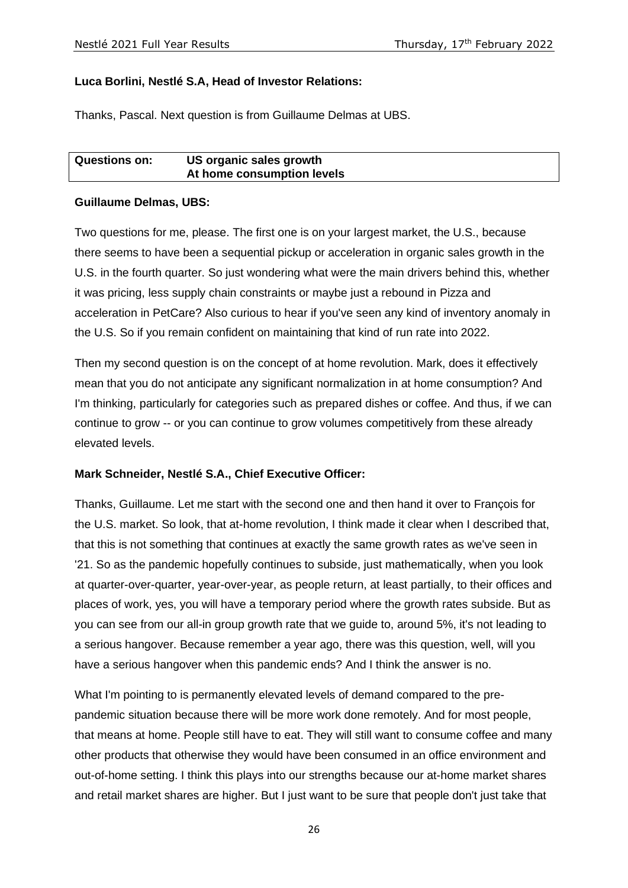**Luca Borlini, Nestlé S.A, Head of Investor Relations:**

Thanks, Pascal. Next question is from Guillaume Delmas at UBS.

| Questions on: | US organic sales growth<br>At home consumption levels |
|---|---|

**Guillaume Delmas, UBS:**

Two questions for me, please. The first one is on your largest market, the U.S., because there seems to have been a sequential pickup or acceleration in organic sales growth in the U.S. in the fourth quarter. So just wondering what were the main drivers behind this, whether it was pricing, less supply chain constraints or maybe just a rebound in Pizza and acceleration in PetCare? Also curious to hear if you've seen any kind of inventory anomaly in the U.S. So if you remain confident on maintaining that kind of run rate into 2022.

Then my second question is on the concept of at home revolution. Mark, does it effectively mean that you do not anticipate any significant normalization in at home consumption? And I'm thinking, particularly for categories such as prepared dishes or coffee. And thus, if we can continue to grow -- or you can continue to grow volumes competitively from these already elevated levels.

**Mark Schneider, Nestlé S.A., Chief Executive Officer:**

Thanks, Guillaume. Let me start with the second one and then hand it over to François for the U.S. market. So look, that at-home revolution, I think made it clear when I described that, that this is not something that continues at exactly the same growth rates as we've seen in '21. So as the pandemic hopefully continues to subside, just mathematically, when you look at quarter-over-quarter, year-over-year, as people return, at least partially, to their offices and places of work, yes, you will have a temporary period where the growth rates subside. But as you can see from our all-in group growth rate that we guide to, around 5%, it's not leading to a serious hangover. Because remember a year ago, there was this question, well, will you have a serious hangover when this pandemic ends? And I think the answer is no.

What I'm pointing to is permanently elevated levels of demand compared to the pre-pandemic situation because there will be more work done remotely. And for most people, that means at home. People still have to eat. They will still want to consume coffee and many other products that otherwise they would have been consumed in an office environment and out-of-home setting. I think this plays into our strengths because our at-home market shares and retail market shares are higher. But I just want to be sure that people don't just take that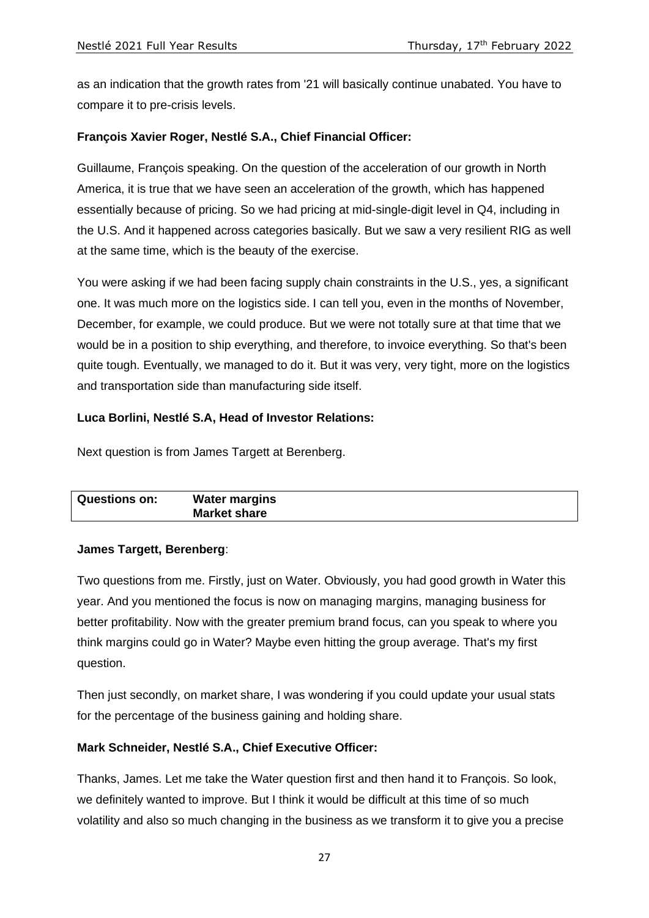as an indication that the growth rates from '21 will basically continue unabated. You have to compare it to pre-crisis levels.

**François Xavier Roger, Nestlé S.A., Chief Financial Officer:**

Guillaume, François speaking. On the question of the acceleration of our growth in North America, it is true that we have seen an acceleration of the growth, which has happened essentially because of pricing. So we had pricing at mid-single-digit level in Q4, including in the U.S. And it happened across categories basically. But we saw a very resilient RIG as well at the same time, which is the beauty of the exercise.

You were asking if we had been facing supply chain constraints in the U.S., yes, a significant one. It was much more on the logistics side. I can tell you, even in the months of November, December, for example, we could produce. But we were not totally sure at that time that we would be in a position to ship everything, and therefore, to invoice everything. So that's been quite tough. Eventually, we managed to do it. But it was very, very tight, more on the logistics and transportation side than manufacturing side itself.

**Luca Borlini, Nestlé S.A, Head of Investor Relations:**

Next question is from James Targett at Berenberg.

| **Questions on:** | **Water margins**<br>**Market share** |
|---|---|

**James Targett, Berenberg**:

Two questions from me. Firstly, just on Water. Obviously, you had good growth in Water this year. And you mentioned the focus is now on managing margins, managing business for better profitability. Now with the greater premium brand focus, can you speak to where you think margins could go in Water? Maybe even hitting the group average. That's my first question.

Then just secondly, on market share, I was wondering if you could update your usual stats for the percentage of the business gaining and holding share.

**Mark Schneider, Nestlé S.A., Chief Executive Officer:**

Thanks, James. Let me take the Water question first and then hand it to François. So look, we definitely wanted to improve. But I think it would be difficult at this time of so much volatility and also so much changing in the business as we transform it to give you a precise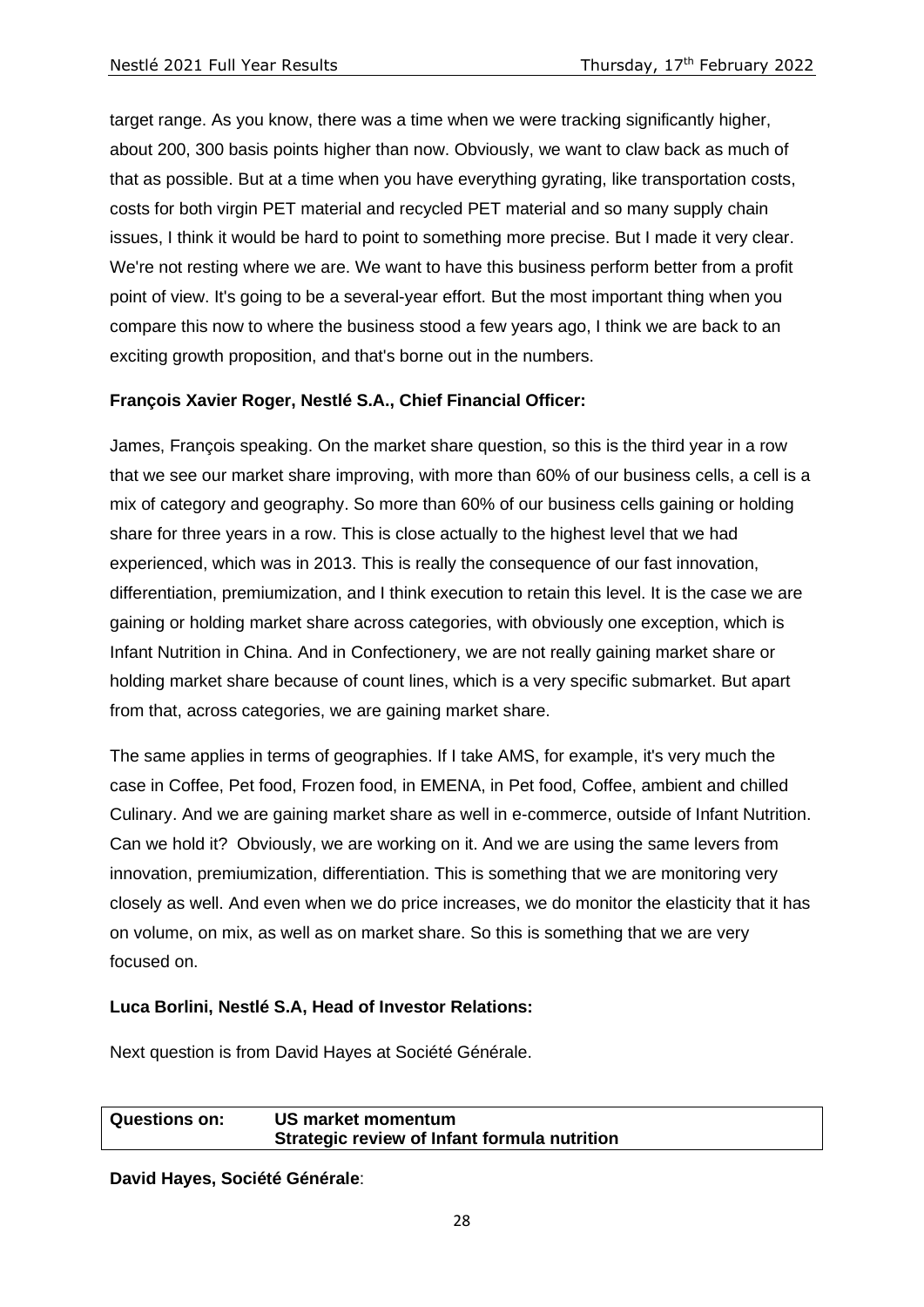target range. As you know, there was a time when we were tracking significantly higher, about 200, 300 basis points higher than now. Obviously, we want to claw back as much of that as possible. But at a time when you have everything gyrating, like transportation costs, costs for both virgin PET material and recycled PET material and so many supply chain issues, I think it would be hard to point to something more precise. But I made it very clear. We're not resting where we are. We want to have this business perform better from a profit point of view. It's going to be a several-year effort. But the most important thing when you compare this now to where the business stood a few years ago, I think we are back to an exciting growth proposition, and that's borne out in the numbers.

**François Xavier Roger, Nestlé S.A., Chief Financial Officer:**

James, François speaking. On the market share question, so this is the third year in a row that we see our market share improving, with more than 60% of our business cells, a cell is a mix of category and geography. So more than 60% of our business cells gaining or holding share for three years in a row. This is close actually to the highest level that we had experienced, which was in 2013. This is really the consequence of our fast innovation, differentiation, premiumization, and I think execution to retain this level. It is the case we are gaining or holding market share across categories, with obviously one exception, which is Infant Nutrition in China. And in Confectionery, we are not really gaining market share or holding market share because of count lines, which is a very specific submarket. But apart from that, across categories, we are gaining market share.

The same applies in terms of geographies. If I take AMS, for example, it's very much the case in Coffee, Pet food, Frozen food, in EMENA, in Pet food, Coffee, ambient and chilled Culinary. And we are gaining market share as well in e-commerce, outside of Infant Nutrition. Can we hold it? Obviously, we are working on it. And we are using the same levers from innovation, premiumization, differentiation. This is something that we are monitoring very closely as well. And even when we do price increases, we do monitor the elasticity that it has on volume, on mix, as well as on market share. So this is something that we are very focused on.

**Luca Borlini, Nestlé S.A, Head of Investor Relations:**

Next question is from David Hayes at Société Générale.

| **Questions on:** | **US market momentum**<br>**Strategic review of Infant formula nutrition** |
|---|---|

**David Hayes, Société Générale**: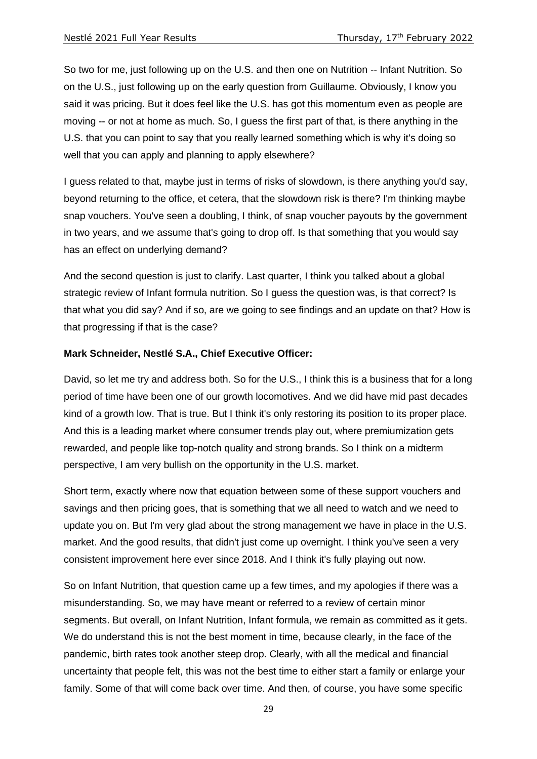So two for me, just following up on the U.S. and then one on Nutrition -- Infant Nutrition. So on the U.S., just following up on the early question from Guillaume. Obviously, I know you said it was pricing. But it does feel like the U.S. has got this momentum even as people are moving -- or not at home as much. So, I guess the first part of that, is there anything in the U.S. that you can point to say that you really learned something which is why it's doing so well that you can apply and planning to apply elsewhere?

I guess related to that, maybe just in terms of risks of slowdown, is there anything you'd say, beyond returning to the office, et cetera, that the slowdown risk is there? I'm thinking maybe snap vouchers. You've seen a doubling, I think, of snap voucher payouts by the government in two years, and we assume that's going to drop off. Is that something that you would say has an effect on underlying demand?

And the second question is just to clarify. Last quarter, I think you talked about a global strategic review of Infant formula nutrition. So I guess the question was, is that correct? Is that what you did say? And if so, are we going to see findings and an update on that? How is that progressing if that is the case?

**Mark Schneider, Nestlé S.A., Chief Executive Officer:**

David, so let me try and address both. So for the U.S., I think this is a business that for a long period of time have been one of our growth locomotives. And we did have mid past decades kind of a growth low. That is true. But I think it's only restoring its position to its proper place. And this is a leading market where consumer trends play out, where premiumization gets rewarded, and people like top-notch quality and strong brands. So I think on a midterm perspective, I am very bullish on the opportunity in the U.S. market.

Short term, exactly where now that equation between some of these support vouchers and savings and then pricing goes, that is something that we all need to watch and we need to update you on. But I'm very glad about the strong management we have in place in the U.S. market. And the good results, that didn't just come up overnight. I think you've seen a very consistent improvement here ever since 2018. And I think it's fully playing out now.

So on Infant Nutrition, that question came up a few times, and my apologies if there was a misunderstanding. So, we may have meant or referred to a review of certain minor segments. But overall, on Infant Nutrition, Infant formula, we remain as committed as it gets. We do understand this is not the best moment in time, because clearly, in the face of the pandemic, birth rates took another steep drop. Clearly, with all the medical and financial uncertainty that people felt, this was not the best time to either start a family or enlarge your family. Some of that will come back over time. And then, of course, you have some specific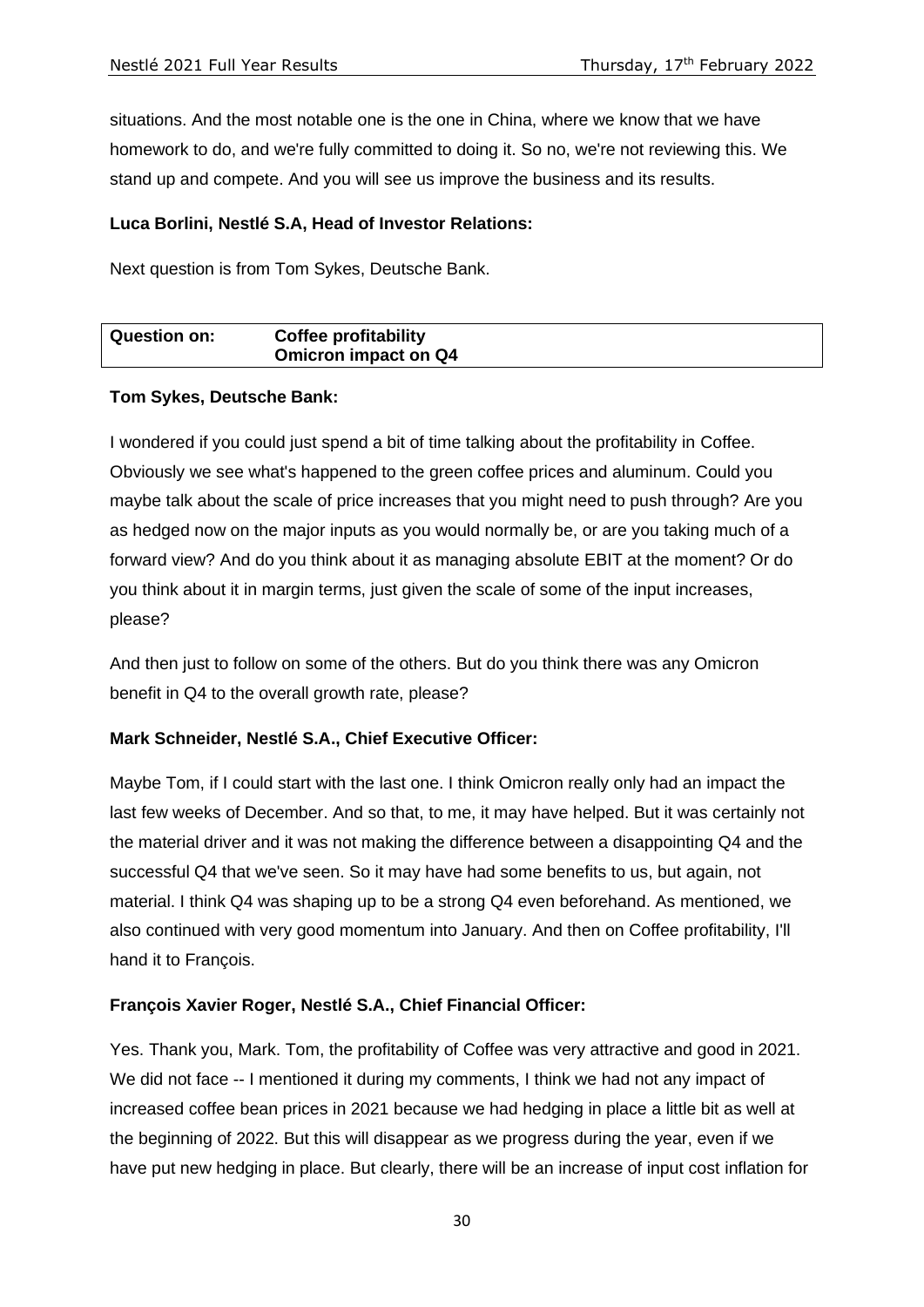situations. And the most notable one is the one in China, where we know that we have homework to do, and we're fully committed to doing it. So no, we're not reviewing this. We stand up and compete. And you will see us improve the business and its results.

**Luca Borlini, Nestlé S.A, Head of Investor Relations:**

Next question is from Tom Sykes, Deutsche Bank.

| **Question on:** | **Coffee profitability** **Omicron impact on Q4** |
|---|---|

**Tom Sykes, Deutsche Bank:**

I wondered if you could just spend a bit of time talking about the profitability in Coffee. Obviously we see what's happened to the green coffee prices and aluminum. Could you maybe talk about the scale of price increases that you might need to push through? Are you as hedged now on the major inputs as you would normally be, or are you taking much of a forward view? And do you think about it as managing absolute EBIT at the moment? Or do you think about it in margin terms, just given the scale of some of the input increases, please?

And then just to follow on some of the others. But do you think there was any Omicron benefit in Q4 to the overall growth rate, please?

**Mark Schneider, Nestlé S.A., Chief Executive Officer:**

Maybe Tom, if I could start with the last one. I think Omicron really only had an impact the last few weeks of December. And so that, to me, it may have helped. But it was certainly not the material driver and it was not making the difference between a disappointing Q4 and the successful Q4 that we've seen. So it may have had some benefits to us, but again, not material. I think Q4 was shaping up to be a strong Q4 even beforehand. As mentioned, we also continued with very good momentum into January. And then on Coffee profitability, I'll hand it to François.

**François Xavier Roger, Nestlé S.A., Chief Financial Officer:**

Yes. Thank you, Mark. Tom, the profitability of Coffee was very attractive and good in 2021. We did not face -- I mentioned it during my comments, I think we had not any impact of increased coffee bean prices in 2021 because we had hedging in place a little bit as well at the beginning of 2022. But this will disappear as we progress during the year, even if we have put new hedging in place. But clearly, there will be an increase of input cost inflation for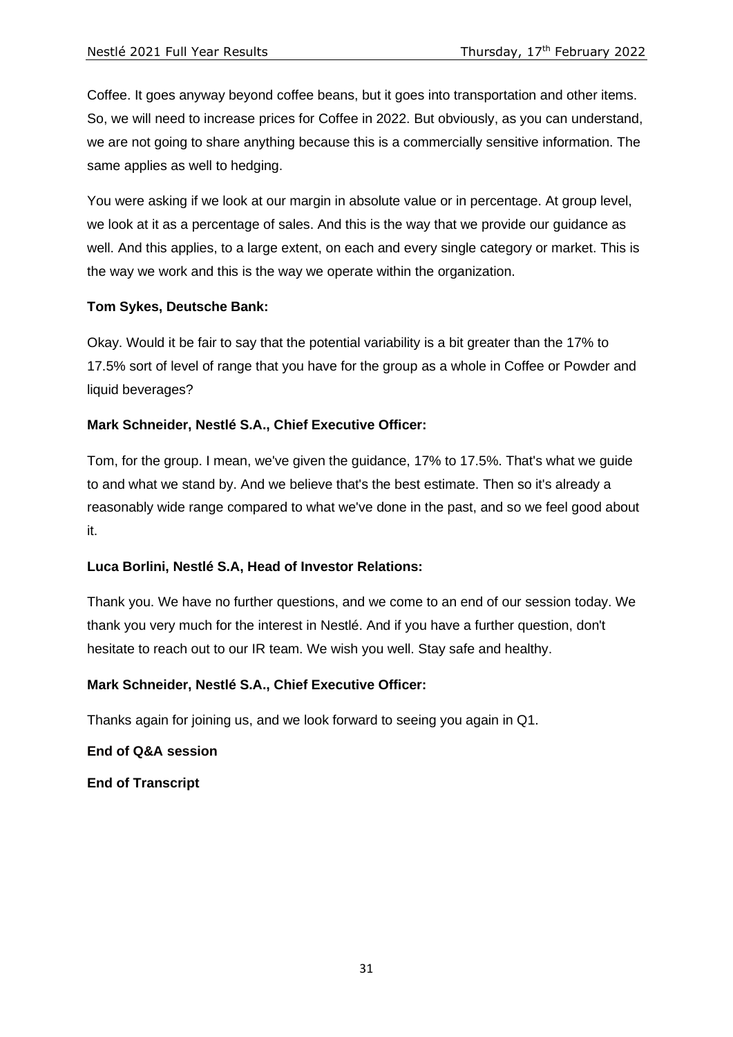Coffee. It goes anyway beyond coffee beans, but it goes into transportation and other items. So, we will need to increase prices for Coffee in 2022. But obviously, as you can understand, we are not going to share anything because this is a commercially sensitive information. The same applies as well to hedging.

You were asking if we look at our margin in absolute value or in percentage. At group level, we look at it as a percentage of sales. And this is the way that we provide our guidance as well. And this applies, to a large extent, on each and every single category or market. This is the way we work and this is the way we operate within the organization.

**Tom Sykes, Deutsche Bank:**

Okay. Would it be fair to say that the potential variability is a bit greater than the 17% to 17.5% sort of level of range that you have for the group as a whole in Coffee or Powder and liquid beverages?

**Mark Schneider, Nestlé S.A., Chief Executive Officer:**

Tom, for the group. I mean, we've given the guidance, 17% to 17.5%. That's what we guide to and what we stand by. And we believe that's the best estimate. Then so it's already a reasonably wide range compared to what we've done in the past, and so we feel good about it.

**Luca Borlini, Nestlé S.A, Head of Investor Relations:**

Thank you. We have no further questions, and we come to an end of our session today. We thank you very much for the interest in Nestlé. And if you have a further question, don't hesitate to reach out to our IR team. We wish you well. Stay safe and healthy.

**Mark Schneider, Nestlé S.A., Chief Executive Officer:**

Thanks again for joining us, and we look forward to seeing you again in Q1.

**End of Q&A session**

**End of Transcript**